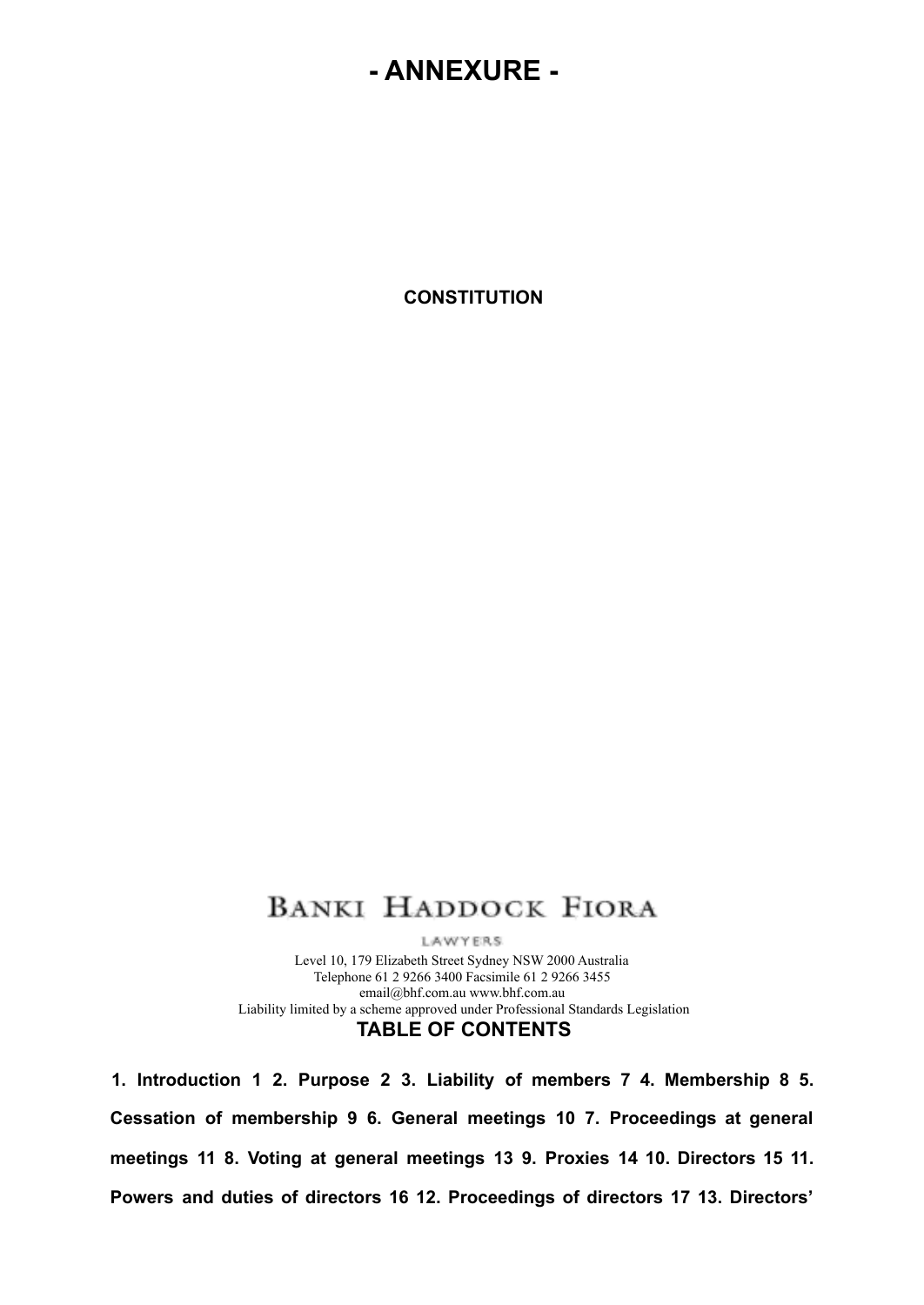# - ANNEXURE -

**CONSTITUTION**

BANKI HADDOCK FIORA

LAWYERS

Level 10, 179 Elizabeth Street Sydney NSW 2000 Australia
Telephone 61 2 9266 3400 Facsimile 61 2 9266 3455
email@bhf.com.au www.bhf.com.au
Liability limited by a scheme approved under Professional Standards Legislation

## TABLE OF CONTENTS

**1. Introduction 1 2. Purpose 2 3. Liability of members 7 4. Membership 8 5. Cessation of membership 9 6. General meetings 10 7. Proceedings at general meetings 11 8. Voting at general meetings 13 9. Proxies 14 10. Directors 15 11. Powers and duties of directors 16 12. Proceedings of directors 17 13. Directors'**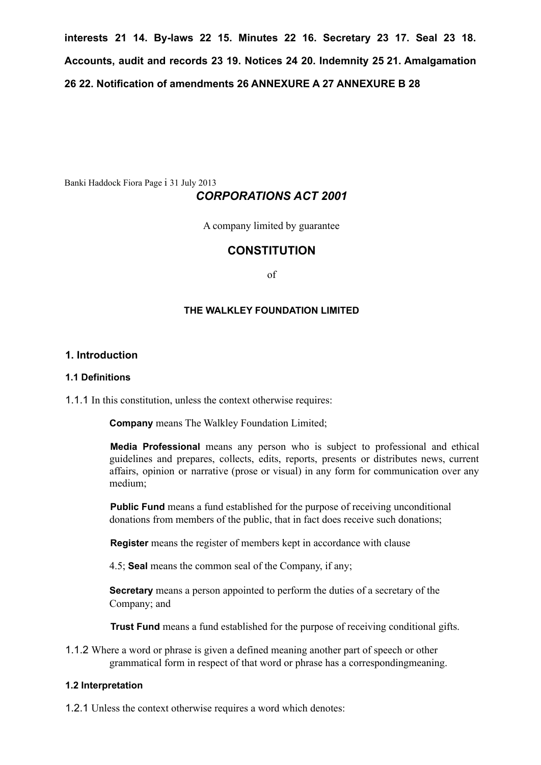**interests 21 14. By-laws 22 15. Minutes 22 16. Secretary 23 17. Seal 23 18. Accounts, audit and records 23 19. Notices 24 20. Indemnity 25 21. Amalgamation 26 22. Notification of amendments 26 ANNEXURE A 27 ANNEXURE B 28**

*CORPORATIONS ACT 2001*

A company limited by guarantee

## CONSTITUTION

of

### THE WALKLEY FOUNDATION LIMITED

## 1. Introduction

### 1.1 Definitions

1.1.1 In this constitution, unless the context otherwise requires:

**Company** means The Walkley Foundation Limited;

**Media Professional** means any person who is subject to professional and ethical guidelines and prepares, collects, edits, reports, presents or distributes news, current affairs, opinion or narrative (prose or visual) in any form for communication over any medium;

**Public Fund** means a fund established for the purpose of receiving unconditional donations from members of the public, that in fact does receive such donations;

**Register** means the register of members kept in accordance with clause 4.5;

**Seal** means the common seal of the Company, if any;

**Secretary** means a person appointed to perform the duties of a secretary of the Company; and

**Trust Fund** means a fund established for the purpose of receiving conditional gifts.

1.1.2 Where a word or phrase is given a defined meaning another part of speech or other grammatical form in respect of that word or phrase has a correspondingmeaning.

### 1.2 Interpretation

1.2.1 Unless the context otherwise requires a word which denotes: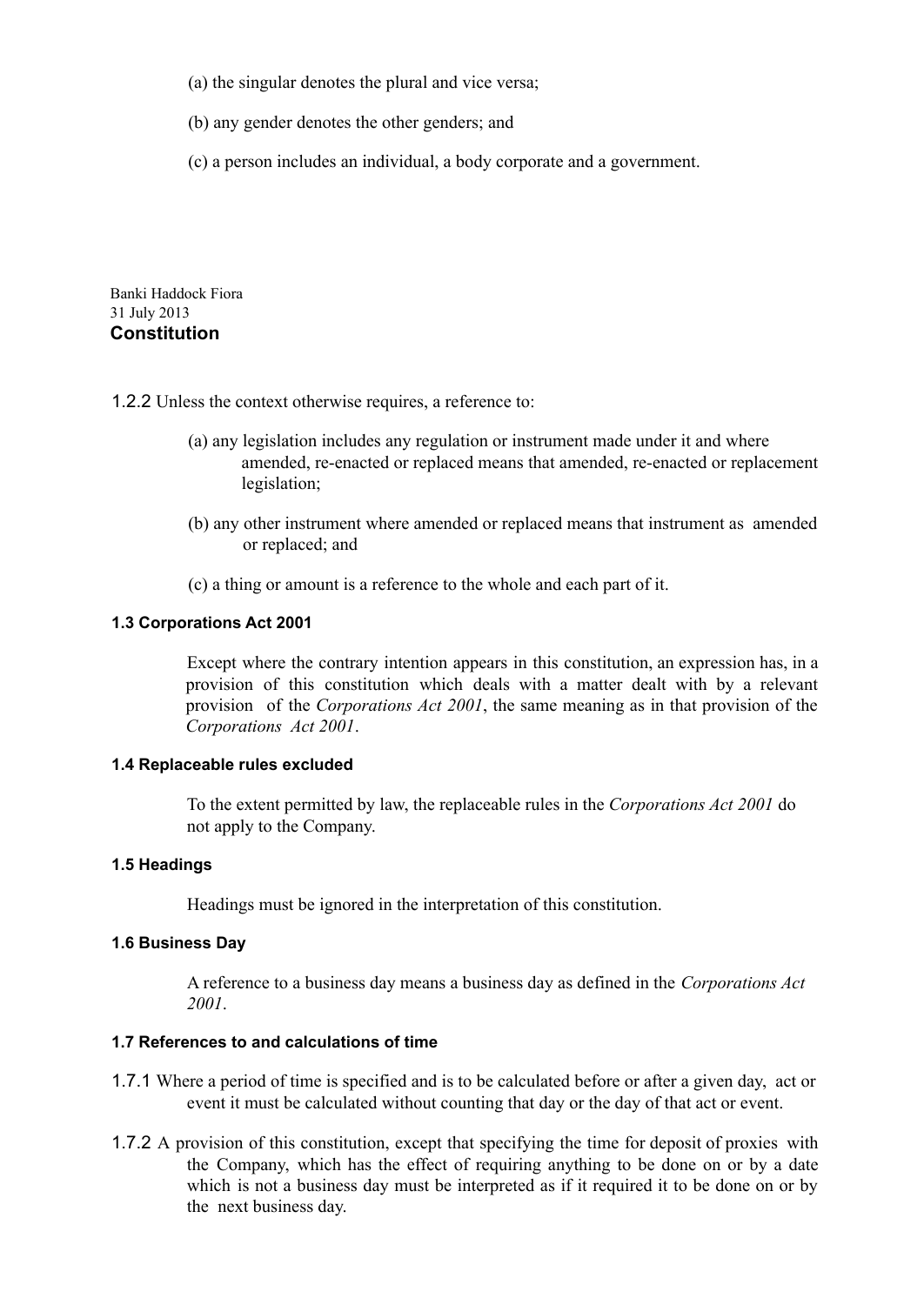(a) the singular denotes the plural and vice versa;

(b) any gender denotes the other genders; and

(c) a person includes an individual, a body corporate and a government.

1.2.2 Unless the context otherwise requires, a reference to:

(a) any legislation includes any regulation or instrument made under it and where amended, re-enacted or replaced means that amended, re-enacted or replacement legislation;

(b) any other instrument where amended or replaced means that instrument as amended or replaced; and

(c) a thing or amount is a reference to the whole and each part of it.

#### 1.3 Corporations Act 2001

Except where the contrary intention appears in this constitution, an expression has, in a provision of this constitution which deals with a matter dealt with by a relevant provision of the *Corporations Act 2001*, the same meaning as in that provision of the *Corporations Act 2001*.

#### 1.4 Replaceable rules excluded

To the extent permitted by law, the replaceable rules in the *Corporations Act 2001* do not apply to the Company.

#### 1.5 Headings

Headings must be ignored in the interpretation of this constitution.

#### 1.6 Business Day

A reference to a business day means a business day as defined in the *Corporations Act 2001*.

#### 1.7 References to and calculations of time

1.7.1 Where a period of time is specified and is to be calculated before or after a given day, act or event it must be calculated without counting that day or the day of that act or event.

1.7.2 A provision of this constitution, except that specifying the time for deposit of proxies with the Company, which has the effect of requiring anything to be done on or by a date which is not a business day must be interpreted as if it required it to be done on or by the next business day.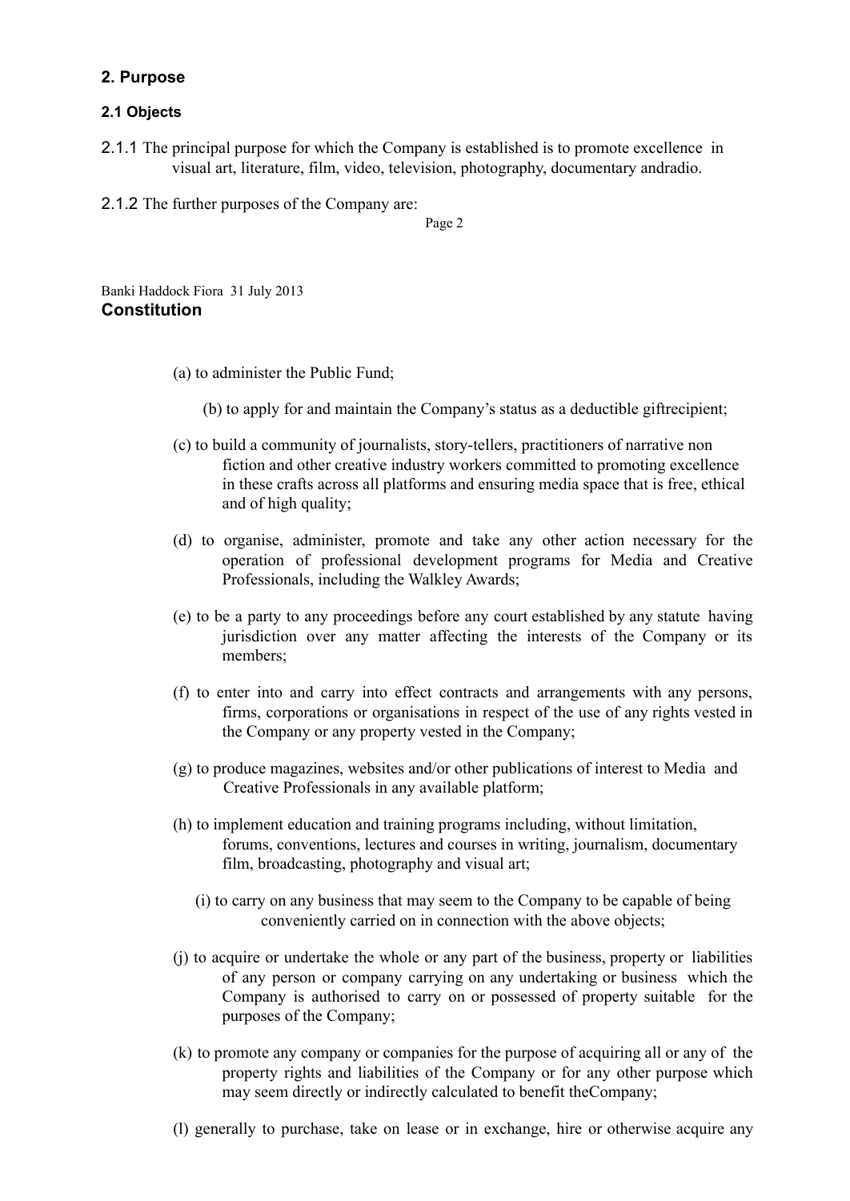## 2. Purpose

### 2.1 Objects

2.1.1 The principal purpose for which the Company is established is to promote excellence in visual art, literature, film, video, television, photography, documentary andradio.

2.1.2 The further purposes of the Company are:

(a) to administer the Public Fund;

(b) to apply for and maintain the Company's status as a deductible giftrecipient;

(c) to build a community of journalists, story-tellers, practitioners of narrative non fiction and other creative industry workers committed to promoting excellence in these crafts across all platforms and ensuring media space that is free, ethical and of high quality;

(d) to organise, administer, promote and take any other action necessary for the operation of professional development programs for Media and Creative Professionals, including the Walkley Awards;

(e) to be a party to any proceedings before any court established by any statute having jurisdiction over any matter affecting the interests of the Company or its members;

(f) to enter into and carry into effect contracts and arrangements with any persons, firms, corporations or organisations in respect of the use of any rights vested in the Company or any property vested in the Company;

(g) to produce magazines, websites and/or other publications of interest to Media and Creative Professionals in any available platform;

(h) to implement education and training programs including, without limitation, forums, conventions, lectures and courses in writing, journalism, documentary film, broadcasting, photography and visual art;

(i) to carry on any business that may seem to the Company to be capable of being conveniently carried on in connection with the above objects;

(j) to acquire or undertake the whole or any part of the business, property or liabilities of any person or company carrying on any undertaking or business which the Company is authorised to carry on or possessed of property suitable for the purposes of the Company;

(k) to promote any company or companies for the purpose of acquiring all or any of the property rights and liabilities of the Company or for any other purpose which may seem directly or indirectly calculated to benefit theCompany;

(l) generally to purchase, take on lease or in exchange, hire or otherwise acquire any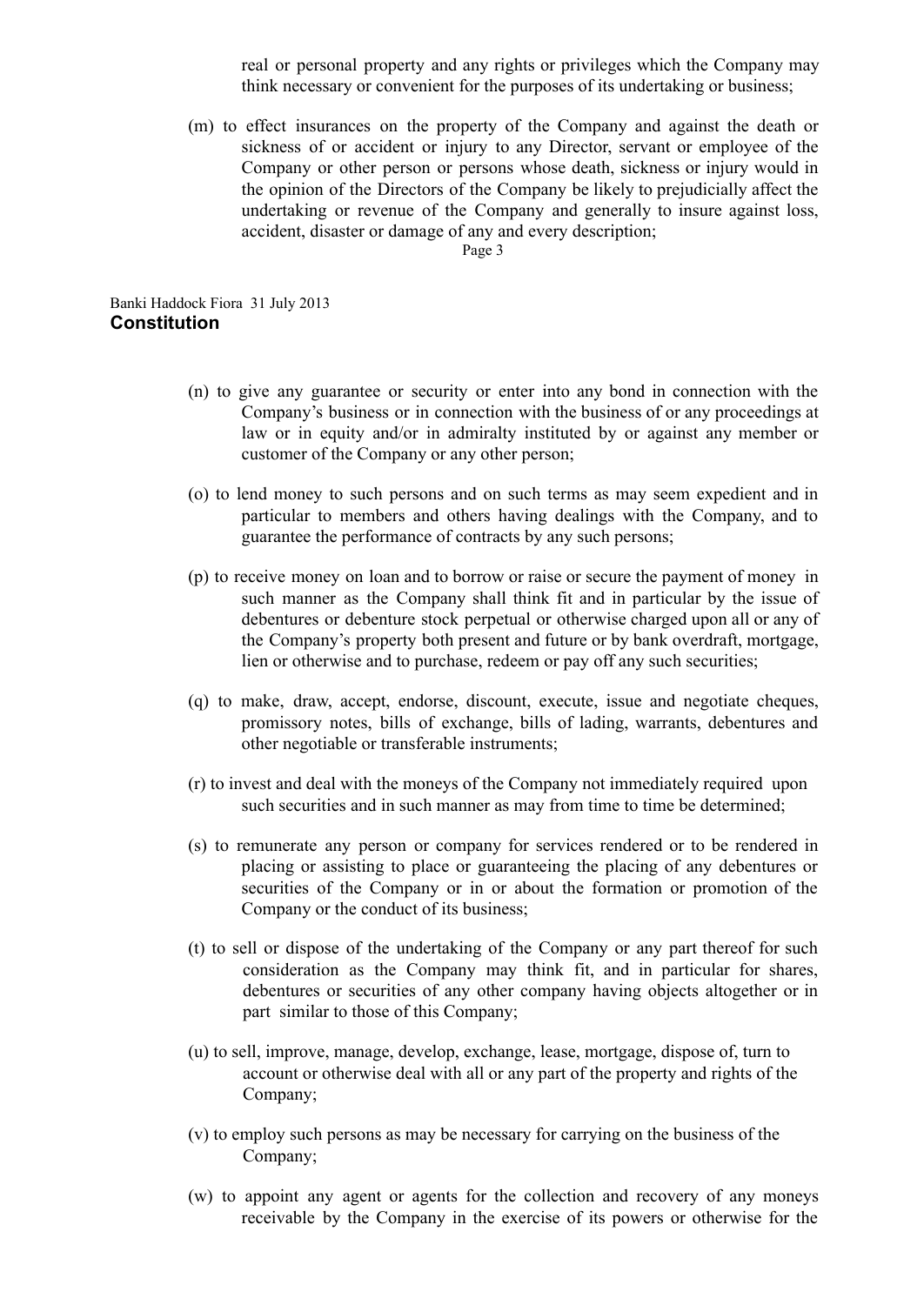real or personal property and any rights or privileges which the Company may think necessary or convenient for the purposes of its undertaking or business;

(m) to effect insurances on the property of the Company and against the death or sickness of or accident or injury to any Director, servant or employee of the Company or other person or persons whose death, sickness or injury would in the opinion of the Directors of the Company be likely to prejudicially affect the undertaking or revenue of the Company and generally to insure against loss, accident, disaster or damage of any and every description;

(n) to give any guarantee or security or enter into any bond in connection with the Company's business or in connection with the business of or any proceedings at law or in equity and/or in admiralty instituted by or against any member or customer of the Company or any other person;

(o) to lend money to such persons and on such terms as may seem expedient and in particular to members and others having dealings with the Company, and to guarantee the performance of contracts by any such persons;

(p) to receive money on loan and to borrow or raise or secure the payment of money in such manner as the Company shall think fit and in particular by the issue of debentures or debenture stock perpetual or otherwise charged upon all or any of the Company's property both present and future or by bank overdraft, mortgage, lien or otherwise and to purchase, redeem or pay off any such securities;

(q) to make, draw, accept, endorse, discount, execute, issue and negotiate cheques, promissory notes, bills of exchange, bills of lading, warrants, debentures and other negotiable or transferable instruments;

(r) to invest and deal with the moneys of the Company not immediately required upon such securities and in such manner as may from time to time be determined;

(s) to remunerate any person or company for services rendered or to be rendered in placing or assisting to place or guaranteeing the placing of any debentures or securities of the Company or in or about the formation or promotion of the Company or the conduct of its business;

(t) to sell or dispose of the undertaking of the Company or any part thereof for such consideration as the Company may think fit, and in particular for shares, debentures or securities of any other company having objects altogether or in part similar to those of this Company;

(u) to sell, improve, manage, develop, exchange, lease, mortgage, dispose of, turn to account or otherwise deal with all or any part of the property and rights of the Company;

(v) to employ such persons as may be necessary for carrying on the business of the Company;

(w) to appoint any agent or agents for the collection and recovery of any moneys receivable by the Company in the exercise of its powers or otherwise for the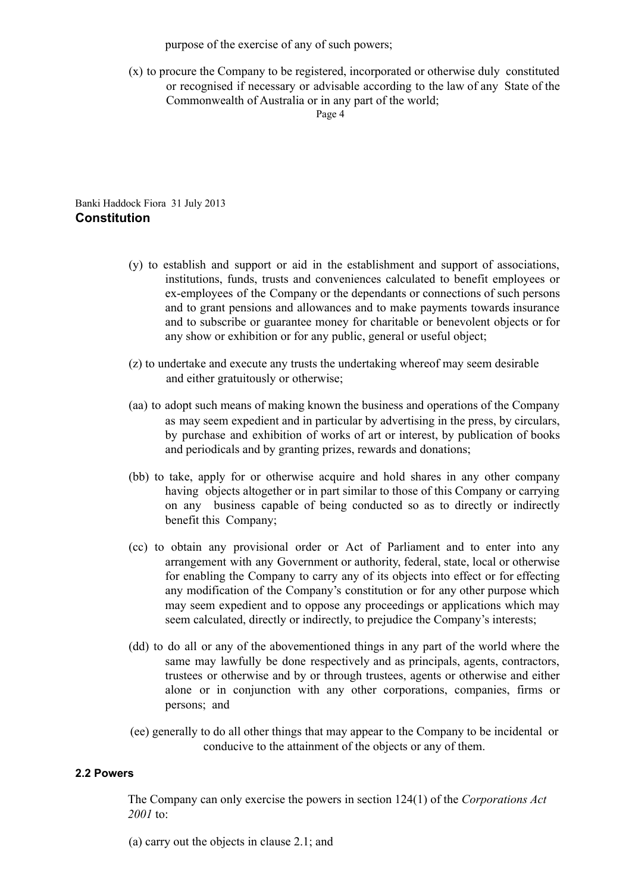purpose of the exercise of any of such powers;

(x) to procure the Company to be registered, incorporated or otherwise duly constituted or recognised if necessary or advisable according to the law of any State of the Commonwealth of Australia or in any part of the world;

(y) to establish and support or aid in the establishment and support of associations, institutions, funds, trusts and conveniences calculated to benefit employees or ex-employees of the Company or the dependants or connections of such persons and to grant pensions and allowances and to make payments towards insurance and to subscribe or guarantee money for charitable or benevolent objects or for any show or exhibition or for any public, general or useful object;

(z) to undertake and execute any trusts the undertaking whereof may seem desirable and either gratuitously or otherwise;

(aa) to adopt such means of making known the business and operations of the Company as may seem expedient and in particular by advertising in the press, by circulars, by purchase and exhibition of works of art or interest, by publication of books and periodicals and by granting prizes, rewards and donations;

(bb) to take, apply for or otherwise acquire and hold shares in any other company having objects altogether or in part similar to those of this Company or carrying on any business capable of being conducted so as to directly or indirectly benefit this Company;

(cc) to obtain any provisional order or Act of Parliament and to enter into any arrangement with any Government or authority, federal, state, local or otherwise for enabling the Company to carry any of its objects into effect or for effecting any modification of the Company's constitution or for any other purpose which may seem expedient and to oppose any proceedings or applications which may seem calculated, directly or indirectly, to prejudice the Company's interests;

(dd) to do all or any of the abovementioned things in any part of the world where the same may lawfully be done respectively and as principals, agents, contractors, trustees or otherwise and by or through trustees, agents or otherwise and either alone or in conjunction with any other corporations, companies, firms or persons; and

(ee) generally to do all other things that may appear to the Company to be incidental or conducive to the attainment of the objects or any of them.

**2.2 Powers**

The Company can only exercise the powers in section 124(1) of the *Corporations Act 2001* to:

(a) carry out the objects in clause 2.1; and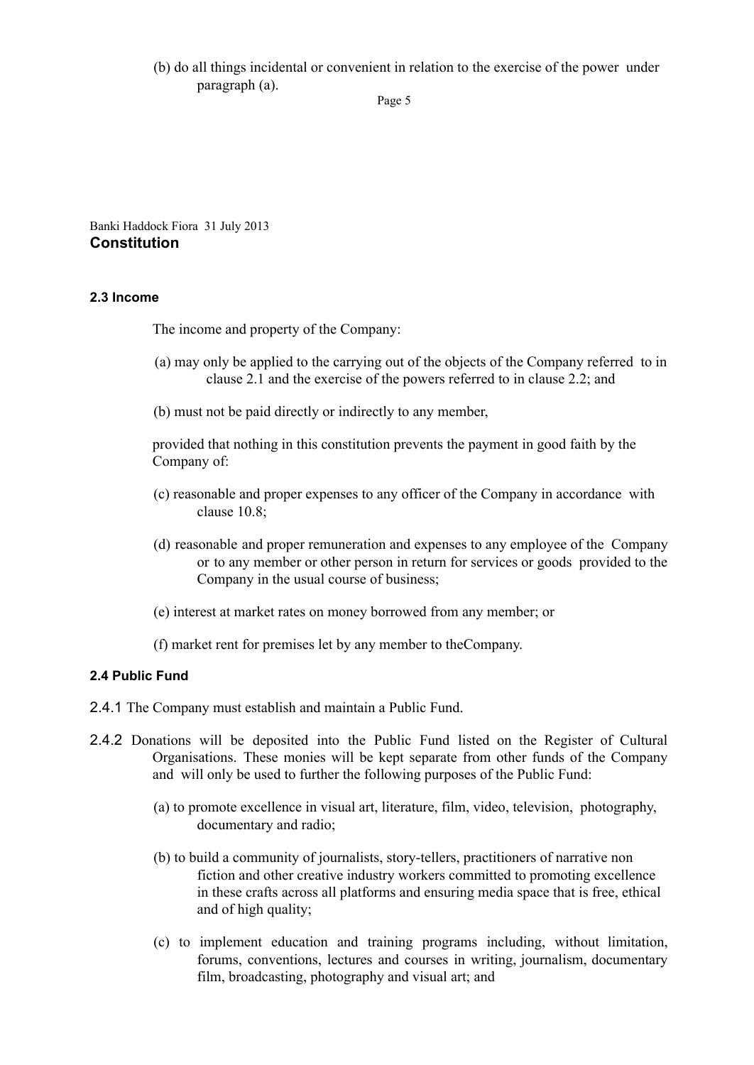(b) do all things incidental or convenient in relation to the exercise of the power under paragraph (a).

### 2.3 Income

The income and property of the Company:

(a) may only be applied to the carrying out of the objects of the Company referred to in clause 2.1 and the exercise of the powers referred to in clause 2.2; and

(b) must not be paid directly or indirectly to any member,

provided that nothing in this constitution prevents the payment in good faith by the Company of:

(c) reasonable and proper expenses to any officer of the Company in accordance with clause 10.8;

(d) reasonable and proper remuneration and expenses to any employee of the Company or to any member or other person in return for services or goods provided to the Company in the usual course of business;

(e) interest at market rates on money borrowed from any member; or

(f) market rent for premises let by any member to theCompany.

### 2.4 Public Fund

2.4.1 The Company must establish and maintain a Public Fund.

2.4.2 Donations will be deposited into the Public Fund listed on the Register of Cultural Organisations. These monies will be kept separate from other funds of the Company and will only be used to further the following purposes of the Public Fund:

(a) to promote excellence in visual art, literature, film, video, television, photography, documentary and radio;

(b) to build a community of journalists, story-tellers, practitioners of narrative non fiction and other creative industry workers committed to promoting excellence in these crafts across all platforms and ensuring media space that is free, ethical and of high quality;

(c) to implement education and training programs including, without limitation, forums, conventions, lectures and courses in writing, journalism, documentary film, broadcasting, photography and visual art; and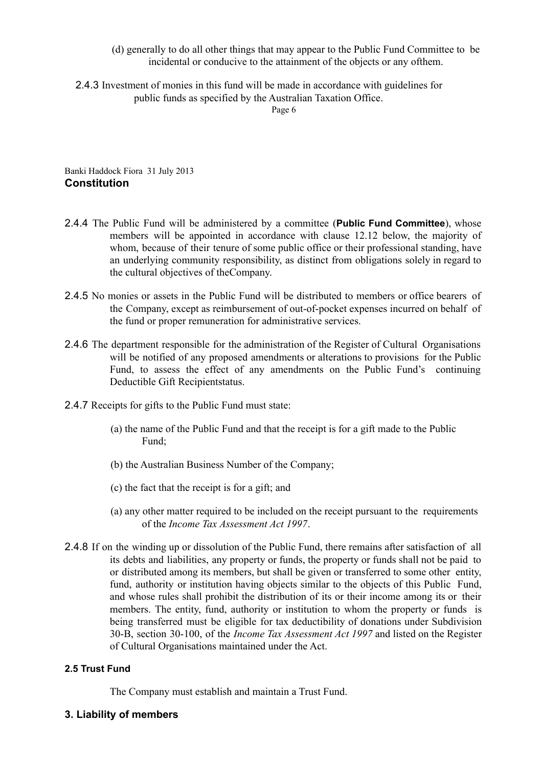(d) generally to do all other things that may appear to the Public Fund Committee to be incidental or conducive to the attainment of the objects or any ofthem.

2.4.3 Investment of monies in this fund will be made in accordance with guidelines for public funds as specified by the Australian Taxation Office.

2.4.4 The Public Fund will be administered by a committee (**Public Fund Committee**), whose members will be appointed in accordance with clause 12.12 below, the majority of whom, because of their tenure of some public office or their professional standing, have an underlying community responsibility, as distinct from obligations solely in regard to the cultural objectives of theCompany.

2.4.5 No monies or assets in the Public Fund will be distributed to members or office bearers of the Company, except as reimbursement of out-of-pocket expenses incurred on behalf of the fund or proper remuneration for administrative services.

2.4.6 The department responsible for the administration of the Register of Cultural Organisations will be notified of any proposed amendments or alterations to provisions for the Public Fund, to assess the effect of any amendments on the Public Fund's continuing Deductible Gift Recipientstatus.

2.4.7 Receipts for gifts to the Public Fund must state:

(a) the name of the Public Fund and that the receipt is for a gift made to the Public Fund;

(b) the Australian Business Number of the Company;

(c) the fact that the receipt is for a gift; and

(a) any other matter required to be included on the receipt pursuant to the requirements of the *Income Tax Assessment Act 1997*.

2.4.8 If on the winding up or dissolution of the Public Fund, there remains after satisfaction of all its debts and liabilities, any property or funds, the property or funds shall not be paid to or distributed among its members, but shall be given or transferred to some other entity, fund, authority or institution having objects similar to the objects of this Public Fund, and whose rules shall prohibit the distribution of its or their income among its or their members. The entity, fund, authority or institution to whom the property or funds is being transferred must be eligible for tax deductibility of donations under Subdivision 30-B, section 30-100, of the *Income Tax Assessment Act 1997* and listed on the Register of Cultural Organisations maintained under the Act.

#### 2.5 Trust Fund

The Company must establish and maintain a Trust Fund.

### 3. Liability of members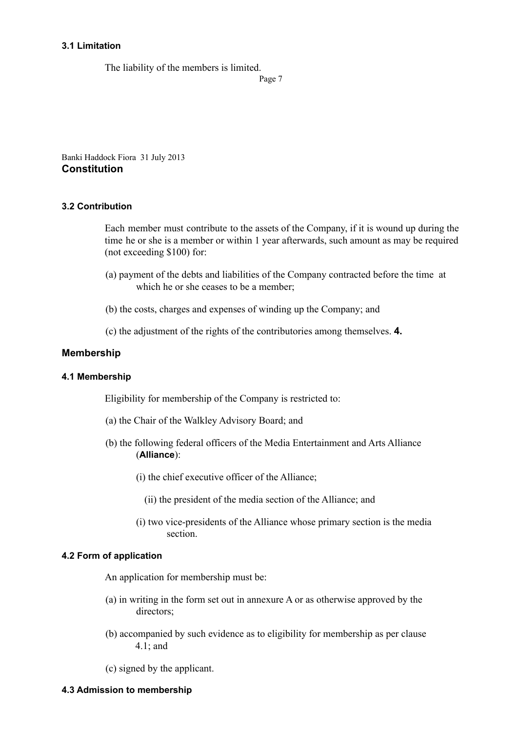### 3.1 Limitation

The liability of the members is limited.

### 3.2 Contribution

Each member must contribute to the assets of the Company, if it is wound up during the time he or she is a member or within 1 year afterwards, such amount as may be required (not exceeding $100) for:

(a) payment of the debts and liabilities of the Company contracted before the time at which he or she ceases to be a member;

(b) the costs, charges and expenses of winding up the Company; and

(c) the adjustment of the rights of the contributories among themselves.

## 4. Membership

### 4.1 Membership

Eligibility for membership of the Company is restricted to:

(a) the Chair of the Walkley Advisory Board; and

(b) the following federal officers of the Media Entertainment and Arts Alliance (**Alliance**):

(i) the chief executive officer of the Alliance;

(ii) the president of the media section of the Alliance; and

(i) two vice-presidents of the Alliance whose primary section is the media section.

### 4.2 Form of application

An application for membership must be:

(a) in writing in the form set out in annexure A or as otherwise approved by the directors;

(b) accompanied by such evidence as to eligibility for membership as per clause 4.1; and

(c) signed by the applicant.

### 4.3 Admission to membership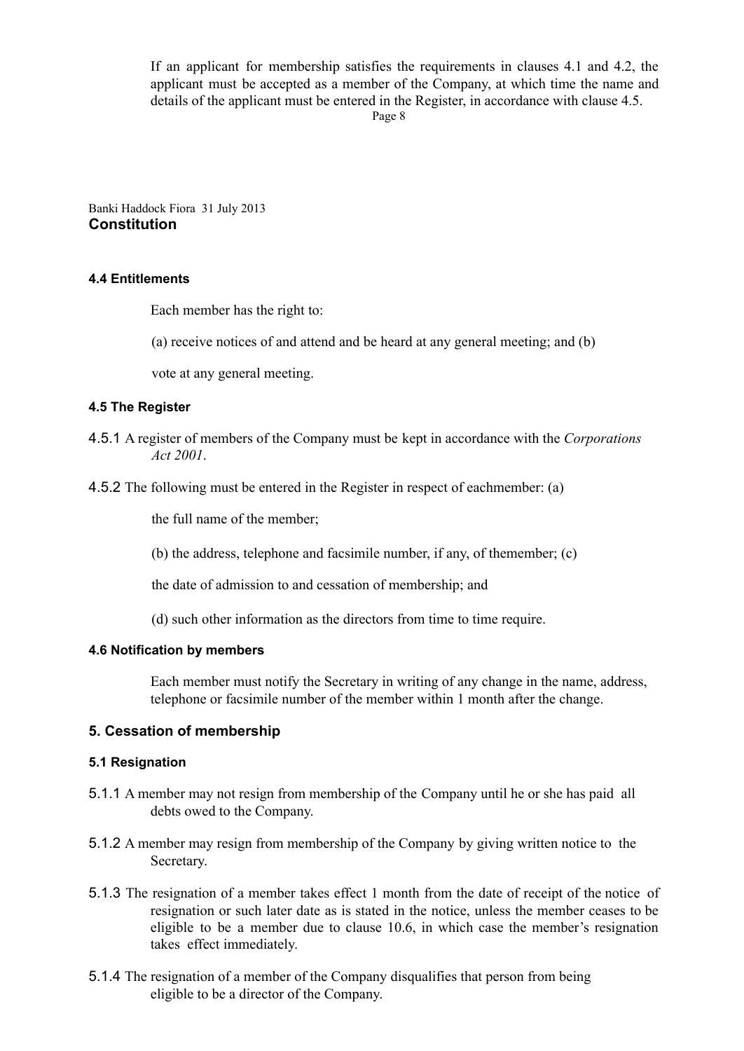If an applicant for membership satisfies the requirements in clauses 4.1 and 4.2, the applicant must be accepted as a member of the Company, at which time the name and details of the applicant must be entered in the Register, in accordance with clause 4.5.

#### 4.4 Entitlements

Each member has the right to:

(a) receive notices of and attend and be heard at any general meeting; and (b)

vote at any general meeting.

#### 4.5 The Register

4.5.1 A register of members of the Company must be kept in accordance with the *Corporations Act 2001*.

4.5.2 The following must be entered in the Register in respect of eachmember: (a)

the full name of the member;

(b) the address, telephone and facsimile number, if any, of themember; (c)

the date of admission to and cessation of membership; and

(d) such other information as the directors from time to time require.

#### 4.6 Notification by members

Each member must notify the Secretary in writing of any change in the name, address, telephone or facsimile number of the member within 1 month after the change.

### 5. Cessation of membership

#### 5.1 Resignation

5.1.1 A member may not resign from membership of the Company until he or she has paid all debts owed to the Company.

5.1.2 A member may resign from membership of the Company by giving written notice to the Secretary.

5.1.3 The resignation of a member takes effect 1 month from the date of receipt of the notice of resignation or such later date as is stated in the notice, unless the member ceases to be eligible to be a member due to clause 10.6, in which case the member's resignation takes effect immediately.

5.1.4 The resignation of a member of the Company disqualifies that person from being eligible to be a director of the Company.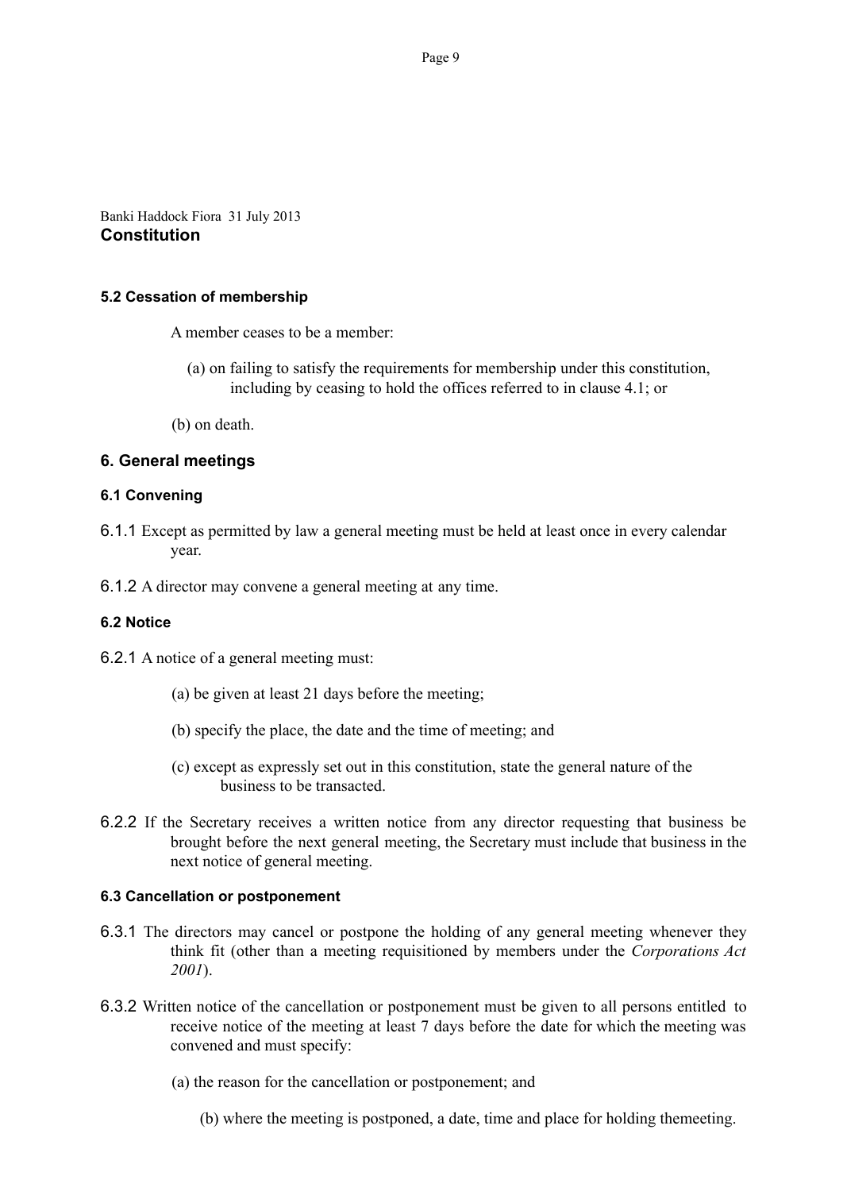### 5.2 Cessation of membership

A member ceases to be a member:

(a) on failing to satisfy the requirements for membership under this constitution, including by ceasing to hold the offices referred to in clause 4.1; or

(b) on death.

## 6. General meetings

### 6.1 Convening

6.1.1 Except as permitted by law a general meeting must be held at least once in every calendar year.

6.1.2 A director may convene a general meeting at any time.

### 6.2 Notice

6.2.1 A notice of a general meeting must:

(a) be given at least 21 days before the meeting;

(b) specify the place, the date and the time of meeting; and

(c) except as expressly set out in this constitution, state the general nature of the business to be transacted.

6.2.2 If the Secretary receives a written notice from any director requesting that business be brought before the next general meeting, the Secretary must include that business in the next notice of general meeting.

### 6.3 Cancellation or postponement

6.3.1 The directors may cancel or postpone the holding of any general meeting whenever they think fit (other than a meeting requisitioned by members under the *Corporations Act 2001*).

6.3.2 Written notice of the cancellation or postponement must be given to all persons entitled to receive notice of the meeting at least 7 days before the date for which the meeting was convened and must specify:

(a) the reason for the cancellation or postponement; and

(b) where the meeting is postponed, a date, time and place for holding themeeting.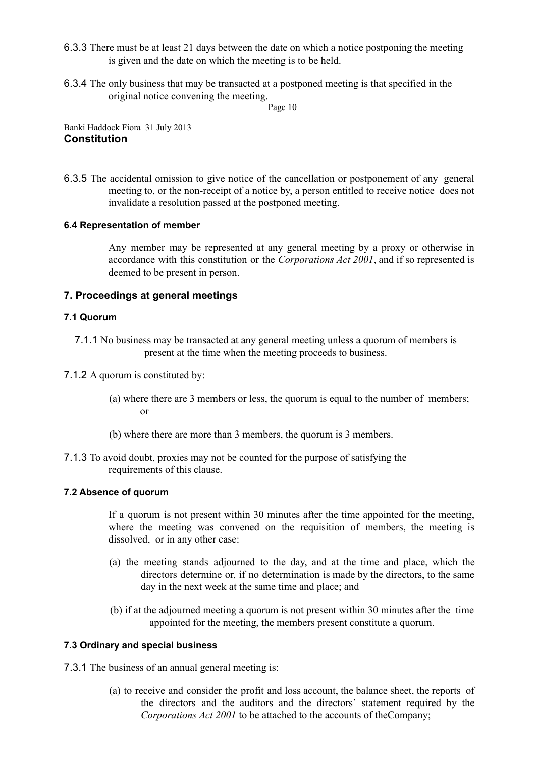6.3.3 There must be at least 21 days between the date on which a notice postponing the meeting is given and the date on which the meeting is to be held.

6.3.4 The only business that may be transacted at a postponed meeting is that specified in the original notice convening the meeting.

6.3.5 The accidental omission to give notice of the cancellation or postponement of any general meeting to, or the non-receipt of a notice by, a person entitled to receive notice does not invalidate a resolution passed at the postponed meeting.

#### 6.4 Representation of member

Any member may be represented at any general meeting by a proxy or otherwise in accordance with this constitution or the *Corporations Act 2001*, and if so represented is deemed to be present in person.

### 7. Proceedings at general meetings

#### 7.1 Quorum

7.1.1 No business may be transacted at any general meeting unless a quorum of members is present at the time when the meeting proceeds to business.

7.1.2 A quorum is constituted by:

(a) where there are 3 members or less, the quorum is equal to the number of members; or

(b) where there are more than 3 members, the quorum is 3 members.

7.1.3 To avoid doubt, proxies may not be counted for the purpose of satisfying the requirements of this clause.

#### 7.2 Absence of quorum

If a quorum is not present within 30 minutes after the time appointed for the meeting, where the meeting was convened on the requisition of members, the meeting is dissolved, or in any other case:

(a) the meeting stands adjourned to the day, and at the time and place, which the directors determine or, if no determination is made by the directors, to the same day in the next week at the same time and place; and

(b) if at the adjourned meeting a quorum is not present within 30 minutes after the time appointed for the meeting, the members present constitute a quorum.

#### 7.3 Ordinary and special business

7.3.1 The business of an annual general meeting is:

(a) to receive and consider the profit and loss account, the balance sheet, the reports of the directors and the auditors and the directors' statement required by the *Corporations Act 2001* to be attached to the accounts of theCompany;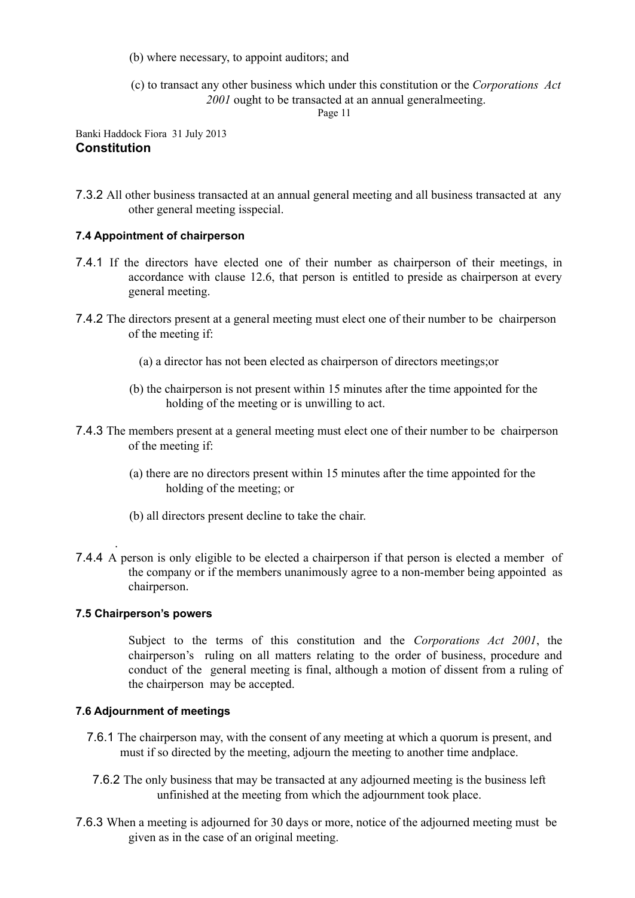(b) where necessary, to appoint auditors; and

(c) to transact any other business which under this constitution or the *Corporations Act 2001* ought to be transacted at an annual generalmeeting.

7.3.2 All other business transacted at an annual general meeting and all business transacted at any other general meeting isspecial.

#### 7.4 Appointment of chairperson

7.4.1 If the directors have elected one of their number as chairperson of their meetings, in accordance with clause 12.6, that person is entitled to preside as chairperson at every general meeting.

7.4.2 The directors present at a general meeting must elect one of their number to be chairperson of the meeting if:

(a) a director has not been elected as chairperson of directors meetings;or

(b) the chairperson is not present within 15 minutes after the time appointed for the holding of the meeting or is unwilling to act.

7.4.3 The members present at a general meeting must elect one of their number to be chairperson of the meeting if:

(a) there are no directors present within 15 minutes after the time appointed for the holding of the meeting; or

(b) all directors present decline to take the chair.

7.4.4 A person is only eligible to be elected a chairperson if that person is elected a member of the company or if the members unanimously agree to a non-member being appointed as chairperson.

#### 7.5 Chairperson's powers

Subject to the terms of this constitution and the *Corporations Act 2001*, the chairperson's ruling on all matters relating to the order of business, procedure and conduct of the general meeting is final, although a motion of dissent from a ruling of the chairperson may be accepted.

#### 7.6 Adjournment of meetings

7.6.1 The chairperson may, with the consent of any meeting at which a quorum is present, and must if so directed by the meeting, adjourn the meeting to another time andplace.

7.6.2 The only business that may be transacted at any adjourned meeting is the business left unfinished at the meeting from which the adjournment took place.

7.6.3 When a meeting is adjourned for 30 days or more, notice of the adjourned meeting must be given as in the case of an original meeting.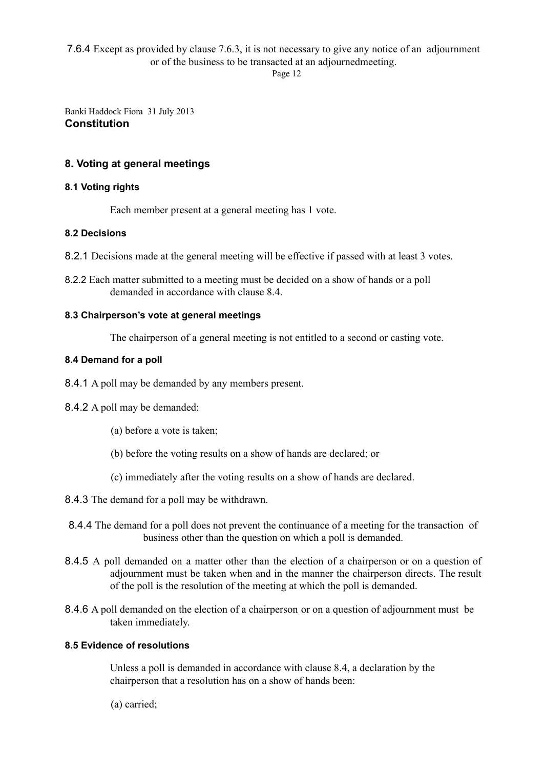7.6.4 Except as provided by clause 7.6.3, it is not necessary to give any notice of an adjournment or of the business to be transacted at an adjournedmeeting.

## 8. Voting at general meetings

### 8.1 Voting rights

Each member present at a general meeting has 1 vote.

### 8.2 Decisions

8.2.1 Decisions made at the general meeting will be effective if passed with at least 3 votes.

8.2.2 Each matter submitted to a meeting must be decided on a show of hands or a poll demanded in accordance with clause 8.4.

### 8.3 Chairperson's vote at general meetings

The chairperson of a general meeting is not entitled to a second or casting vote.

### 8.4 Demand for a poll

8.4.1 A poll may be demanded by any members present.

8.4.2 A poll may be demanded:

(a) before a vote is taken;

(b) before the voting results on a show of hands are declared; or

(c) immediately after the voting results on a show of hands are declared.

8.4.3 The demand for a poll may be withdrawn.

8.4.4 The demand for a poll does not prevent the continuance of a meeting for the transaction of business other than the question on which a poll is demanded.

8.4.5 A poll demanded on a matter other than the election of a chairperson or on a question of adjournment must be taken when and in the manner the chairperson directs. The result of the poll is the resolution of the meeting at which the poll is demanded.

8.4.6 A poll demanded on the election of a chairperson or on a question of adjournment must be taken immediately.

### 8.5 Evidence of resolutions

Unless a poll is demanded in accordance with clause 8.4, a declaration by the chairperson that a resolution has on a show of hands been:

(a) carried;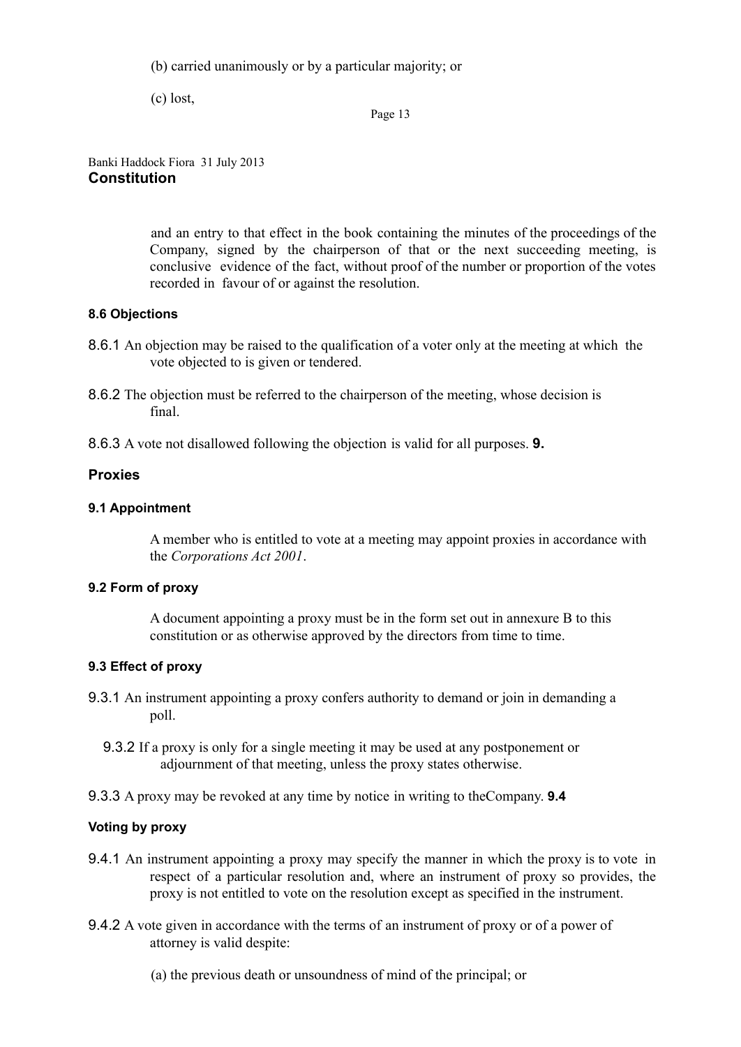(b) carried unanimously or by a particular majority; or

(c) lost,

and an entry to that effect in the book containing the minutes of the proceedings of the Company, signed by the chairperson of that or the next succeeding meeting, is conclusive evidence of the fact, without proof of the number or proportion of the votes recorded in favour of or against the resolution.

#### 8.6 Objections

8.6.1 An objection may be raised to the qualification of a voter only at the meeting at which the vote objected to is given or tendered.

8.6.2 The objection must be referred to the chairperson of the meeting, whose decision is final.

8.6.3 A vote not disallowed following the objection is valid for all purposes.

### 9. Proxies

#### 9.1 Appointment

A member who is entitled to vote at a meeting may appoint proxies in accordance with the *Corporations Act 2001*.

#### 9.2 Form of proxy

A document appointing a proxy must be in the form set out in annexure B to this constitution or as otherwise approved by the directors from time to time.

#### 9.3 Effect of proxy

9.3.1 An instrument appointing a proxy confers authority to demand or join in demanding a poll.

9.3.2 If a proxy is only for a single meeting it may be used at any postponement or adjournment of that meeting, unless the proxy states otherwise.

9.3.3 A proxy may be revoked at any time by notice in writing to theCompany.

#### 9.4 Voting by proxy

9.4.1 An instrument appointing a proxy may specify the manner in which the proxy is to vote in respect of a particular resolution and, where an instrument of proxy so provides, the proxy is not entitled to vote on the resolution except as specified in the instrument.

9.4.2 A vote given in accordance with the terms of an instrument of proxy or of a power of attorney is valid despite:

(a) the previous death or unsoundness of mind of the principal; or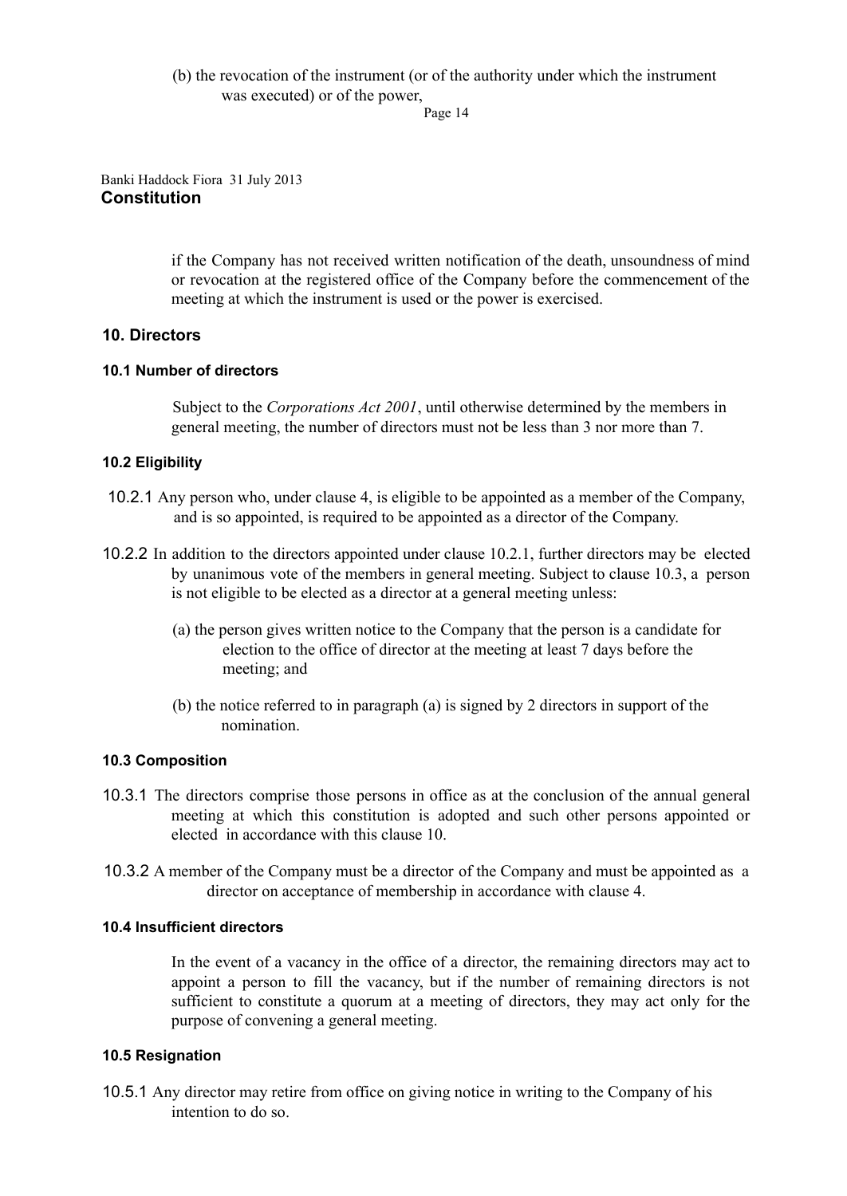(b) the revocation of the instrument (or of the authority under which the instrument was executed) or of the power,

if the Company has not received written notification of the death, unsoundness of mind or revocation at the registered office of the Company before the commencement of the meeting at which the instrument is used or the power is exercised.

## 10. Directors

### 10.1 Number of directors

Subject to the *Corporations Act 2001*, until otherwise determined by the members in general meeting, the number of directors must not be less than 3 nor more than 7.

### 10.2 Eligibility

10.2.1 Any person who, under clause 4, is eligible to be appointed as a member of the Company, and is so appointed, is required to be appointed as a director of the Company.

10.2.2 In addition to the directors appointed under clause 10.2.1, further directors may be elected by unanimous vote of the members in general meeting. Subject to clause 10.3, a person is not eligible to be elected as a director at a general meeting unless:

(a) the person gives written notice to the Company that the person is a candidate for election to the office of director at the meeting at least 7 days before the meeting; and

(b) the notice referred to in paragraph (a) is signed by 2 directors in support of the nomination.

### 10.3 Composition

10.3.1 The directors comprise those persons in office as at the conclusion of the annual general meeting at which this constitution is adopted and such other persons appointed or elected in accordance with this clause 10.

10.3.2 A member of the Company must be a director of the Company and must be appointed as a director on acceptance of membership in accordance with clause 4.

### 10.4 Insufficient directors

In the event of a vacancy in the office of a director, the remaining directors may act to appoint a person to fill the vacancy, but if the number of remaining directors is not sufficient to constitute a quorum at a meeting of directors, they may act only for the purpose of convening a general meeting.

### 10.5 Resignation

10.5.1 Any director may retire from office on giving notice in writing to the Company of his intention to do so.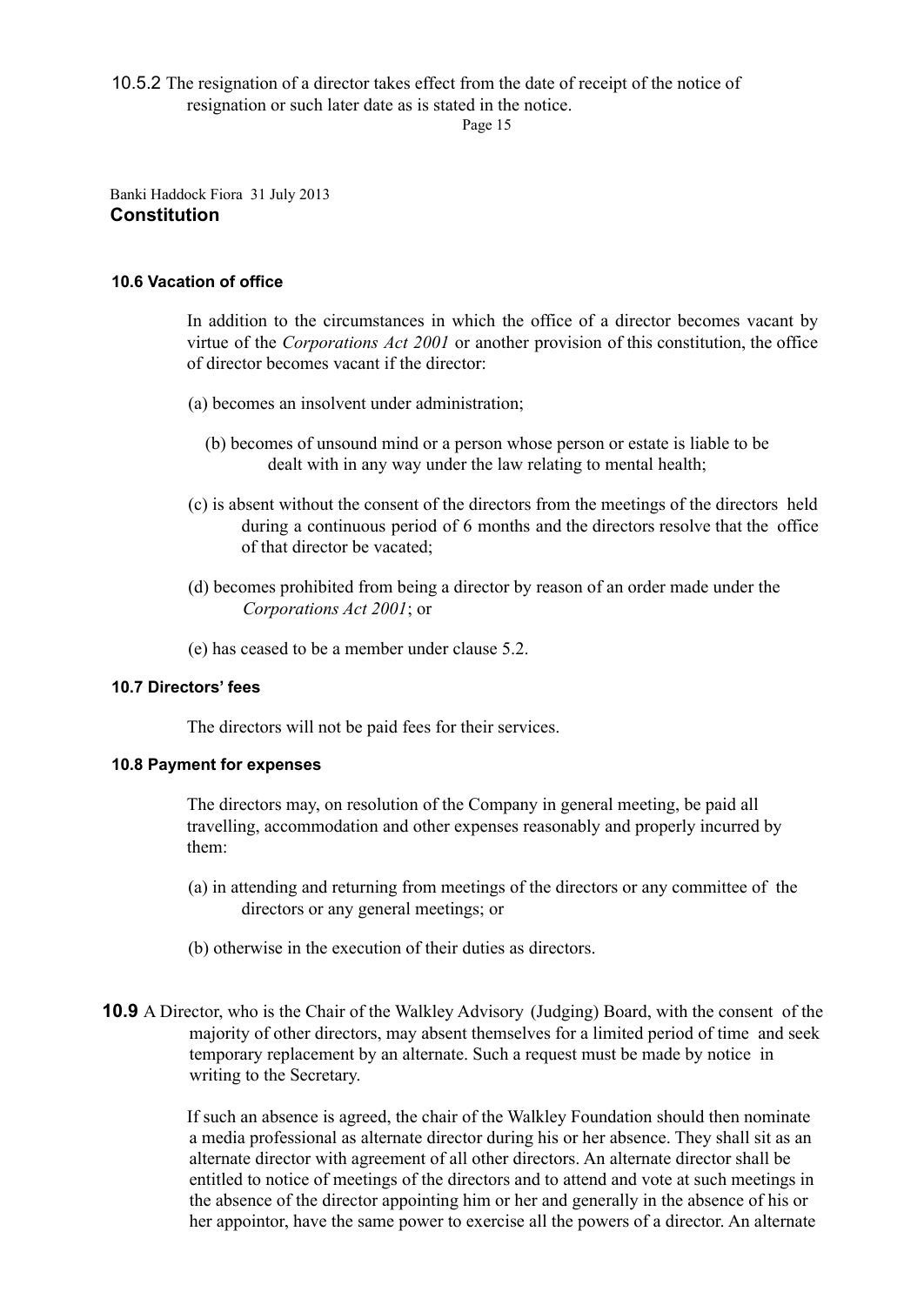10.5.2 The resignation of a director takes effect from the date of receipt of the notice of resignation or such later date as is stated in the notice.

### 10.6 Vacation of office

In addition to the circumstances in which the office of a director becomes vacant by virtue of the *Corporations Act 2001* or another provision of this constitution, the office of director becomes vacant if the director:

(a) becomes an insolvent under administration;

(b) becomes of unsound mind or a person whose person or estate is liable to be dealt with in any way under the law relating to mental health;

(c) is absent without the consent of the directors from the meetings of the directors held during a continuous period of 6 months and the directors resolve that the office of that director be vacated;

(d) becomes prohibited from being a director by reason of an order made under the *Corporations Act 2001*; or

(e) has ceased to be a member under clause 5.2.

### 10.7 Directors' fees

The directors will not be paid fees for their services.

### 10.8 Payment for expenses

The directors may, on resolution of the Company in general meeting, be paid all travelling, accommodation and other expenses reasonably and properly incurred by them:

(a) in attending and returning from meetings of the directors or any committee of the directors or any general meetings; or

(b) otherwise in the execution of their duties as directors.

**10.9** A Director, who is the Chair of the Walkley Advisory (Judging) Board, with the consent of the majority of other directors, may absent themselves for a limited period of time and seek temporary replacement by an alternate. Such a request must be made by notice in writing to the Secretary.

If such an absence is agreed, the chair of the Walkley Foundation should then nominate a media professional as alternate director during his or her absence. They shall sit as an alternate director with agreement of all other directors. An alternate director shall be entitled to notice of meetings of the directors and to attend and vote at such meetings in the absence of the director appointing him or her and generally in the absence of his or her appointor, have the same power to exercise all the powers of a director. An alternate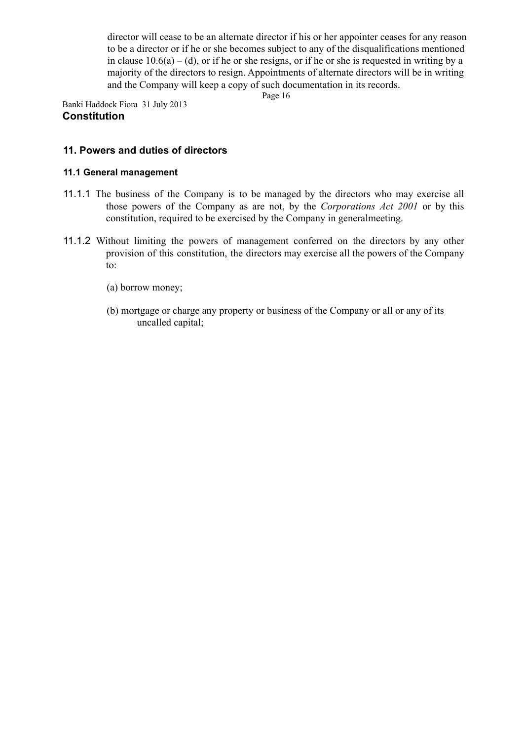director will cease to be an alternate director if his or her appointer ceases for any reason to be a director or if he or she becomes subject to any of the disqualifications mentioned in clause 10.6(a) – (d), or if he or she resigns, or if he or she is requested in writing by a majority of the directors to resign. Appointments of alternate directors will be in writing and the Company will keep a copy of such documentation in its records.

## 11. Powers and duties of directors

### 11.1 General management

11.1.1 The business of the Company is to be managed by the directors who may exercise all those powers of the Company as are not, by the *Corporations Act 2001* or by this constitution, required to be exercised by the Company in generalmeeting.

11.1.2 Without limiting the powers of management conferred on the directors by any other provision of this constitution, the directors may exercise all the powers of the Company to:

(a) borrow money;

(b) mortgage or charge any property or business of the Company or all or any of its uncalled capital;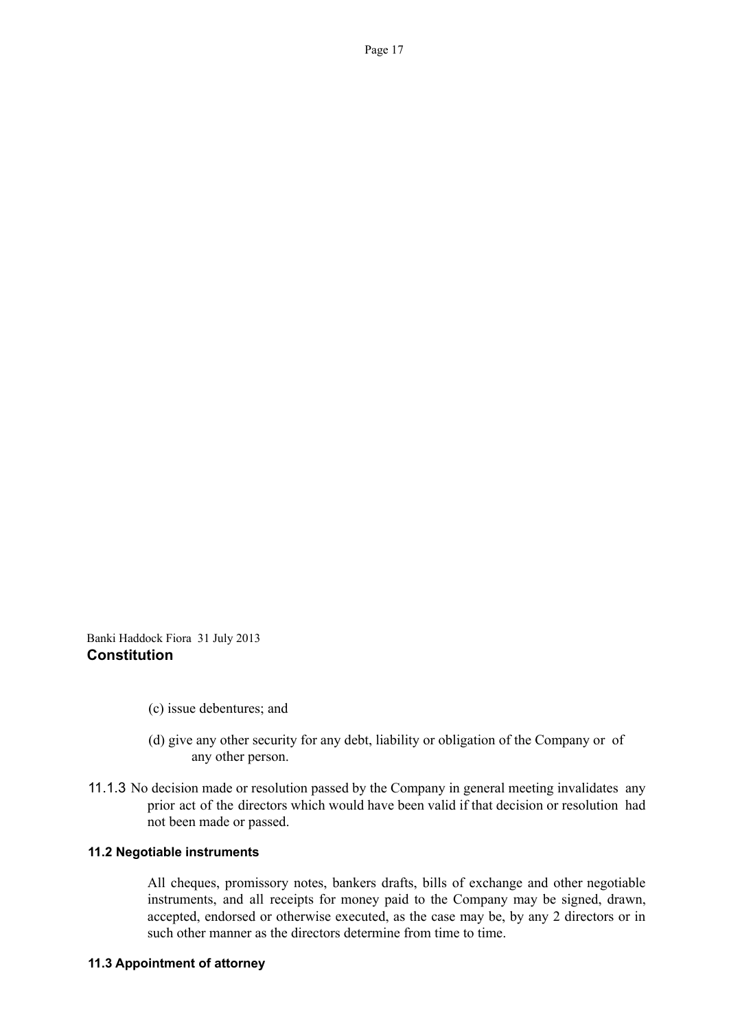(c) issue debentures; and

(d) give any other security for any debt, liability or obligation of the Company or of any other person.

11.1.3 No decision made or resolution passed by the Company in general meeting invalidates any prior act of the directors which would have been valid if that decision or resolution had not been made or passed.

### 11.2 Negotiable instruments

All cheques, promissory notes, bankers drafts, bills of exchange and other negotiable instruments, and all receipts for money paid to the Company may be signed, drawn, accepted, endorsed or otherwise executed, as the case may be, by any 2 directors or in such other manner as the directors determine from time to time.

### 11.3 Appointment of attorney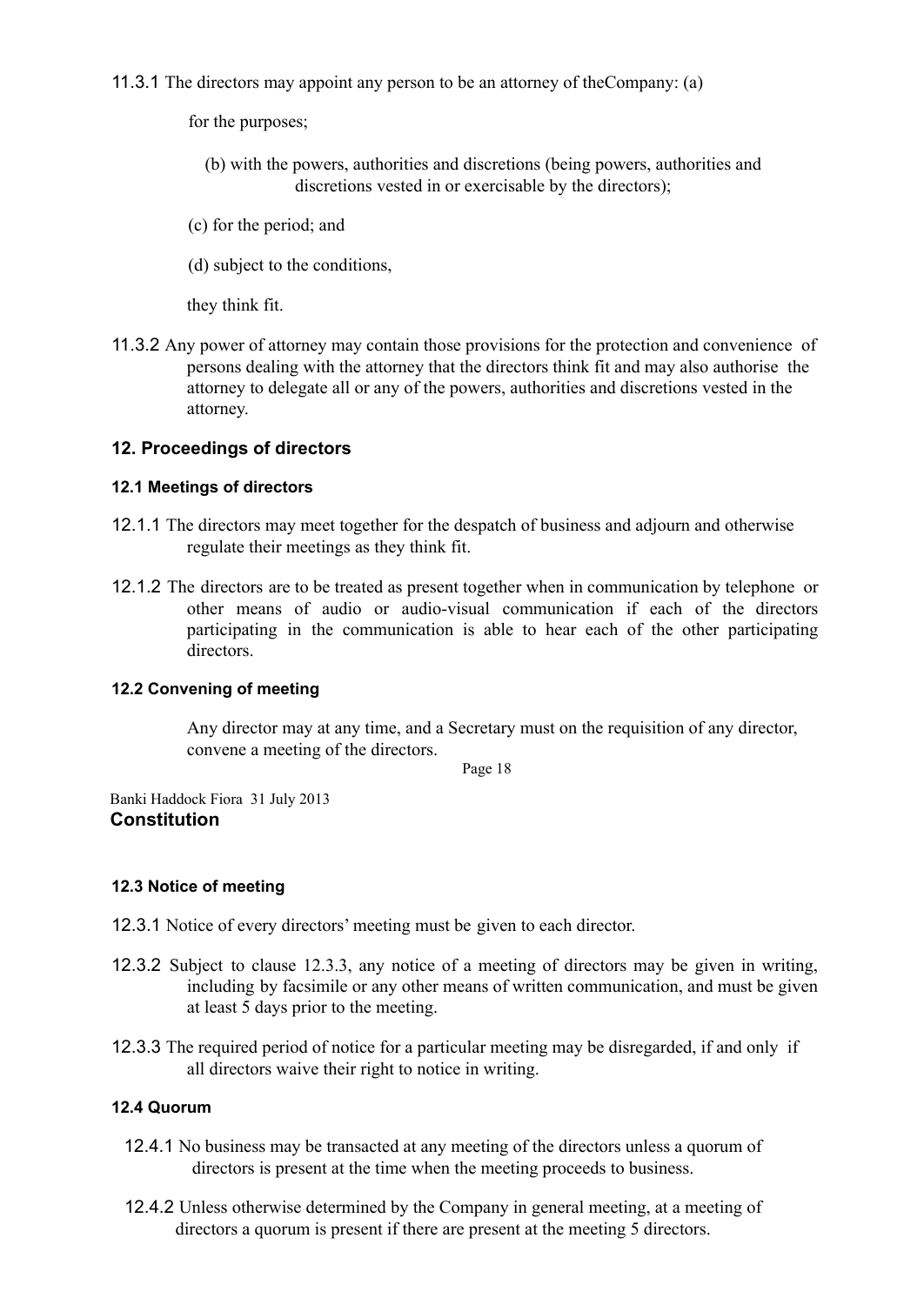11.3.1 The directors may appoint any person to be an attorney of theCompany: (a)

for the purposes;

(b) with the powers, authorities and discretions (being powers, authorities and discretions vested in or exercisable by the directors);

(c) for the period; and

(d) subject to the conditions,

they think fit.

11.3.2 Any power of attorney may contain those provisions for the protection and convenience of persons dealing with the attorney that the directors think fit and may also authorise the attorney to delegate all or any of the powers, authorities and discretions vested in the attorney.

## 12. Proceedings of directors

### 12.1 Meetings of directors

12.1.1 The directors may meet together for the despatch of business and adjourn and otherwise regulate their meetings as they think fit.

12.1.2 The directors are to be treated as present together when in communication by telephone or other means of audio or audio-visual communication if each of the directors participating in the communication is able to hear each of the other participating directors.

### 12.2 Convening of meeting

Any director may at any time, and a Secretary must on the requisition of any director, convene a meeting of the directors.

### 12.3 Notice of meeting

12.3.1 Notice of every directors' meeting must be given to each director.

12.3.2 Subject to clause 12.3.3, any notice of a meeting of directors may be given in writing, including by facsimile or any other means of written communication, and must be given at least 5 days prior to the meeting.

12.3.3 The required period of notice for a particular meeting may be disregarded, if and only if all directors waive their right to notice in writing.

### 12.4 Quorum

12.4.1 No business may be transacted at any meeting of the directors unless a quorum of directors is present at the time when the meeting proceeds to business.

12.4.2 Unless otherwise determined by the Company in general meeting, at a meeting of directors a quorum is present if there are present at the meeting 5 directors.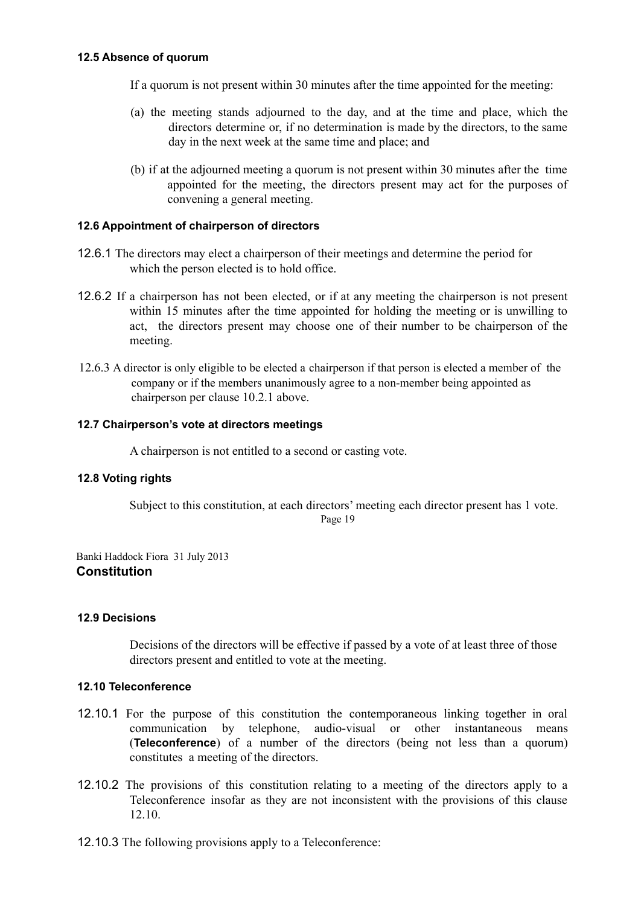#### 12.5 Absence of quorum

If a quorum is not present within 30 minutes after the time appointed for the meeting:

(a) the meeting stands adjourned to the day, and at the time and place, which the directors determine or, if no determination is made by the directors, to the same day in the next week at the same time and place; and

(b) if at the adjourned meeting a quorum is not present within 30 minutes after the time appointed for the meeting, the directors present may act for the purposes of convening a general meeting.

#### 12.6 Appointment of chairperson of directors

12.6.1 The directors may elect a chairperson of their meetings and determine the period for which the person elected is to hold office.

12.6.2 If a chairperson has not been elected, or if at any meeting the chairperson is not present within 15 minutes after the time appointed for holding the meeting or is unwilling to act, the directors present may choose one of their number to be chairperson of the meeting.

12.6.3 A director is only eligible to be elected a chairperson if that person is elected a member of the company or if the members unanimously agree to a non-member being appointed as chairperson per clause 10.2.1 above.

#### 12.7 Chairperson's vote at directors meetings

A chairperson is not entitled to a second or casting vote.

#### 12.8 Voting rights

Subject to this constitution, at each directors' meeting each director present has 1 vote.

#### 12.9 Decisions

Decisions of the directors will be effective if passed by a vote of at least three of those directors present and entitled to vote at the meeting.

#### 12.10 Teleconference

12.10.1 For the purpose of this constitution the contemporaneous linking together in oral communication by telephone, audio-visual or other instantaneous means (**Teleconference**) of a number of the directors (being not less than a quorum) constitutes a meeting of the directors.

12.10.2 The provisions of this constitution relating to a meeting of the directors apply to a Teleconference insofar as they are not inconsistent with the provisions of this clause 12.10.

12.10.3 The following provisions apply to a Teleconference: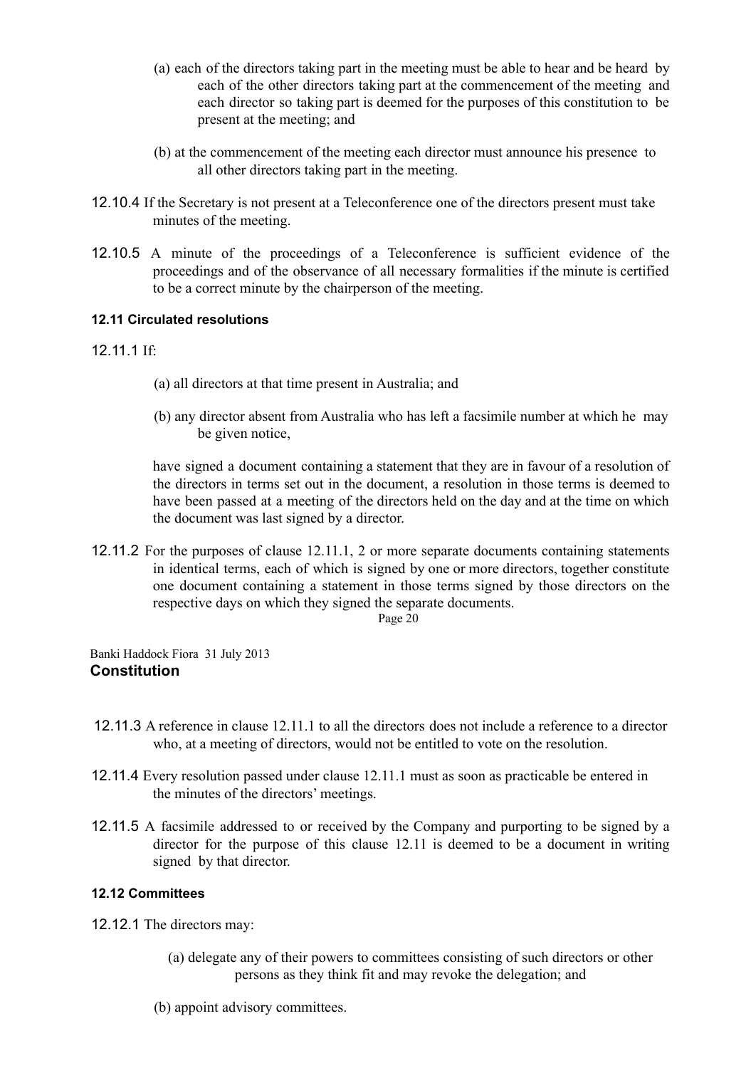(a) each of the directors taking part in the meeting must be able to hear and be heard by each of the other directors taking part at the commencement of the meeting and each director so taking part is deemed for the purposes of this constitution to be present at the meeting; and

(b) at the commencement of the meeting each director must announce his presence to all other directors taking part in the meeting.

12.10.4 If the Secretary is not present at a Teleconference one of the directors present must take minutes of the meeting.

12.10.5 A minute of the proceedings of a Teleconference is sufficient evidence of the proceedings and of the observance of all necessary formalities if the minute is certified to be a correct minute by the chairperson of the meeting.

#### 12.11 Circulated resolutions

12.11.1 If:

(a) all directors at that time present in Australia; and

(b) any director absent from Australia who has left a facsimile number at which he may be given notice,

have signed a document containing a statement that they are in favour of a resolution of the directors in terms set out in the document, a resolution in those terms is deemed to have been passed at a meeting of the directors held on the day and at the time on which the document was last signed by a director.

12.11.2 For the purposes of clause 12.11.1, 2 or more separate documents containing statements in identical terms, each of which is signed by one or more directors, together constitute one document containing a statement in those terms signed by those directors on the respective days on which they signed the separate documents.

12.11.3 A reference in clause 12.11.1 to all the directors does not include a reference to a director who, at a meeting of directors, would not be entitled to vote on the resolution.

12.11.4 Every resolution passed under clause 12.11.1 must as soon as practicable be entered in the minutes of the directors' meetings.

12.11.5 A facsimile addressed to or received by the Company and purporting to be signed by a director for the purpose of this clause 12.11 is deemed to be a document in writing signed by that director.

#### 12.12 Committees

12.12.1 The directors may:

(a) delegate any of their powers to committees consisting of such directors or other persons as they think fit and may revoke the delegation; and

(b) appoint advisory committees.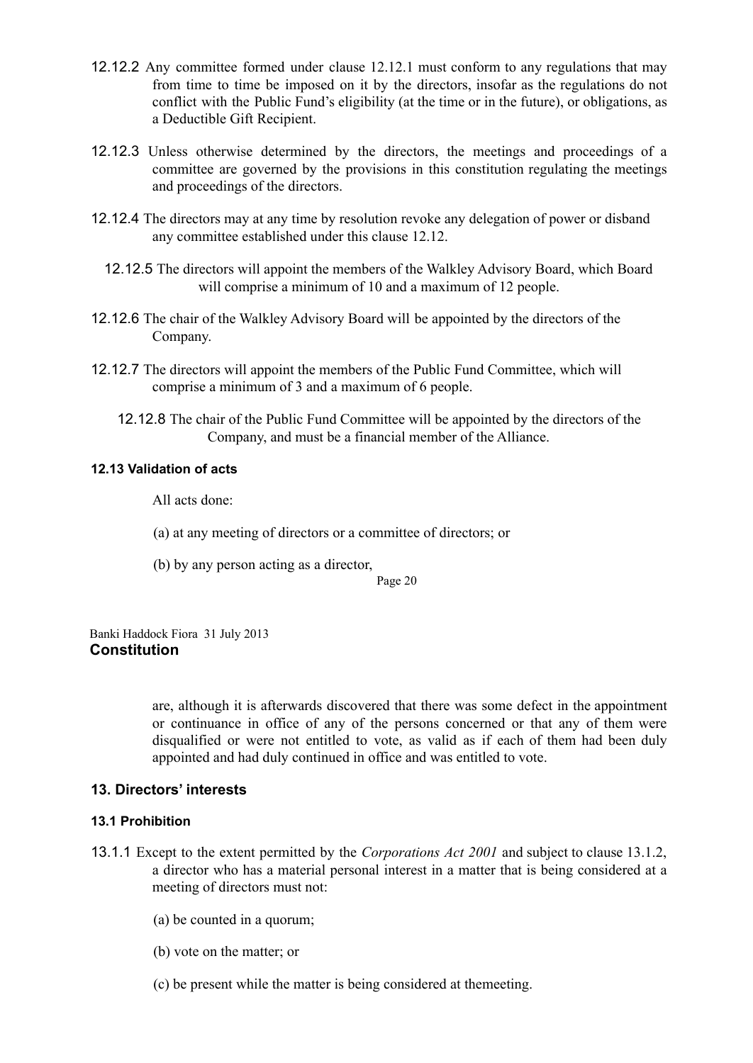12.12.2 Any committee formed under clause 12.12.1 must conform to any regulations that may from time to time be imposed on it by the directors, insofar as the regulations do not conflict with the Public Fund's eligibility (at the time or in the future), or obligations, as a Deductible Gift Recipient.

12.12.3 Unless otherwise determined by the directors, the meetings and proceedings of a committee are governed by the provisions in this constitution regulating the meetings and proceedings of the directors.

12.12.4 The directors may at any time by resolution revoke any delegation of power or disband any committee established under this clause 12.12.

12.12.5 The directors will appoint the members of the Walkley Advisory Board, which Board will comprise a minimum of 10 and a maximum of 12 people.

12.12.6 The chair of the Walkley Advisory Board will be appointed by the directors of the Company.

12.12.7 The directors will appoint the members of the Public Fund Committee, which will comprise a minimum of 3 and a maximum of 6 people.

12.12.8 The chair of the Public Fund Committee will be appointed by the directors of the Company, and must be a financial member of the Alliance.

#### 12.13 Validation of acts

All acts done:

(a) at any meeting of directors or a committee of directors; or

(b) by any person acting as a director,

are, although it is afterwards discovered that there was some defect in the appointment or continuance in office of any of the persons concerned or that any of them were disqualified or were not entitled to vote, as valid as if each of them had been duly appointed and had duly continued in office and was entitled to vote.

### 13. Directors' interests

#### 13.1 Prohibition

13.1.1 Except to the extent permitted by the *Corporations Act 2001* and subject to clause 13.1.2, a director who has a material personal interest in a matter that is being considered at a meeting of directors must not:

(a) be counted in a quorum;

(b) vote on the matter; or

(c) be present while the matter is being considered at themeeting.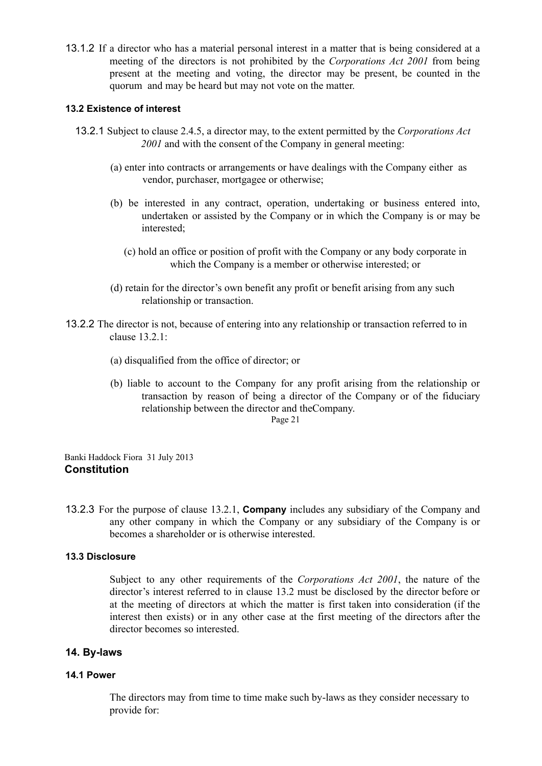13.1.2 If a director who has a material personal interest in a matter that is being considered at a meeting of the directors is not prohibited by the *Corporations Act 2001* from being present at the meeting and voting, the director may be present, be counted in the quorum and may be heard but may not vote on the matter.

#### 13.2 Existence of interest

13.2.1 Subject to clause 2.4.5, a director may, to the extent permitted by the *Corporations Act 2001* and with the consent of the Company in general meeting:

(a) enter into contracts or arrangements or have dealings with the Company either as vendor, purchaser, mortgagee or otherwise;

(b) be interested in any contract, operation, undertaking or business entered into, undertaken or assisted by the Company or in which the Company is or may be interested;

(c) hold an office or position of profit with the Company or any body corporate in which the Company is a member or otherwise interested; or

(d) retain for the director's own benefit any profit or benefit arising from any such relationship or transaction.

13.2.2 The director is not, because of entering into any relationship or transaction referred to in clause 13.2.1:

(a) disqualified from the office of director; or

(b) liable to account to the Company for any profit arising from the relationship or transaction by reason of being a director of the Company or of the fiduciary relationship between the director and theCompany.

13.2.3 For the purpose of clause 13.2.1, **Company** includes any subsidiary of the Company and any other company in which the Company or any subsidiary of the Company is or becomes a shareholder or is otherwise interested.

#### 13.3 Disclosure

Subject to any other requirements of the *Corporations Act 2001*, the nature of the director's interest referred to in clause 13.2 must be disclosed by the director before or at the meeting of directors at which the matter is first taken into consideration (if the interest then exists) or in any other case at the first meeting of the directors after the director becomes so interested.

### 14. By-laws

#### 14.1 Power

The directors may from time to time make such by-laws as they consider necessary to provide for: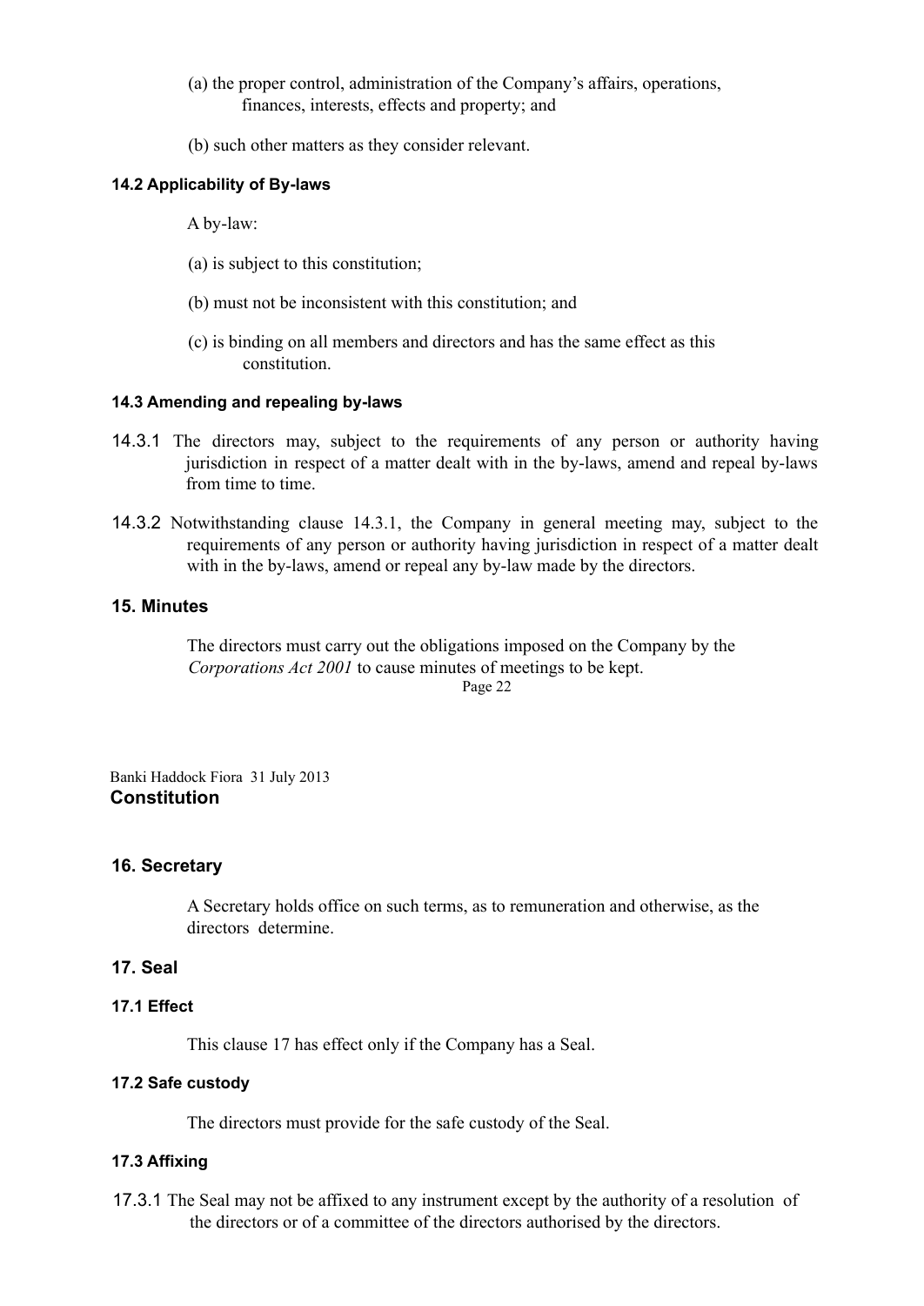(a) the proper control, administration of the Company's affairs, operations, finances, interests, effects and property; and

(b) such other matters as they consider relevant.

#### 14.2 Applicability of By-laws

A by-law:

(a) is subject to this constitution;

(b) must not be inconsistent with this constitution; and

(c) is binding on all members and directors and has the same effect as this constitution.

#### 14.3 Amending and repealing by-laws

14.3.1 The directors may, subject to the requirements of any person or authority having jurisdiction in respect of a matter dealt with in the by-laws, amend and repeal by-laws from time to time.

14.3.2 Notwithstanding clause 14.3.1, the Company in general meeting may, subject to the requirements of any person or authority having jurisdiction in respect of a matter dealt with in the by-laws, amend or repeal any by-law made by the directors.

### 15. Minutes

The directors must carry out the obligations imposed on the Company by the *Corporations Act 2001* to cause minutes of meetings to be kept.

### 16. Secretary

A Secretary holds office on such terms, as to remuneration and otherwise, as the directors determine.

### 17. Seal

#### 17.1 Effect

This clause 17 has effect only if the Company has a Seal.

#### 17.2 Safe custody

The directors must provide for the safe custody of the Seal.

#### 17.3 Affixing

17.3.1 The Seal may not be affixed to any instrument except by the authority of a resolution of the directors or of a committee of the directors authorised by the directors.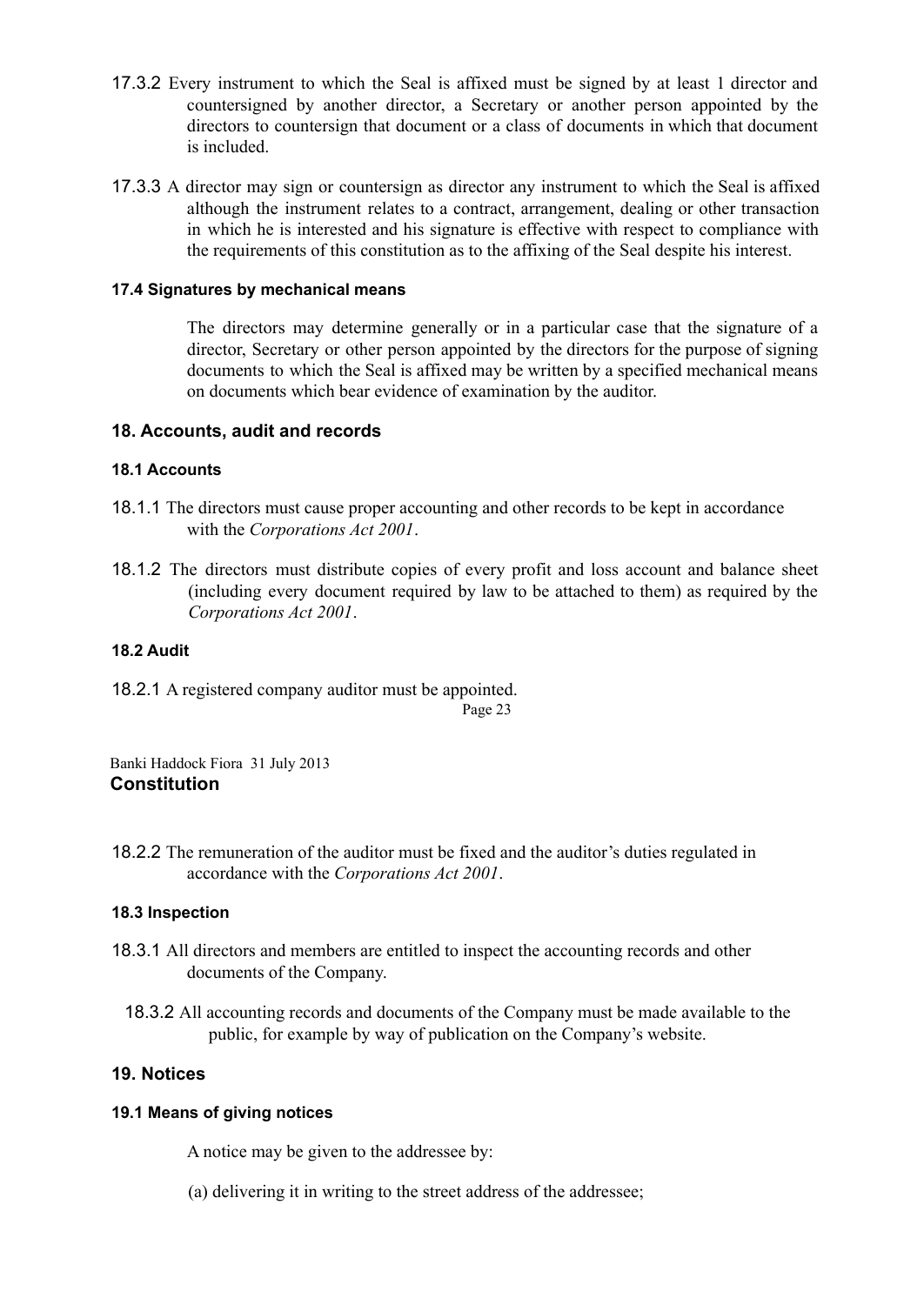17.3.2 Every instrument to which the Seal is affixed must be signed by at least 1 director and countersigned by another director, a Secretary or another person appointed by the directors to countersign that document or a class of documents in which that document is included.

17.3.3 A director may sign or countersign as director any instrument to which the Seal is affixed although the instrument relates to a contract, arrangement, dealing or other transaction in which he is interested and his signature is effective with respect to compliance with the requirements of this constitution as to the affixing of the Seal despite his interest.

#### 17.4 Signatures by mechanical means

The directors may determine generally or in a particular case that the signature of a director, Secretary or other person appointed by the directors for the purpose of signing documents to which the Seal is affixed may be written by a specified mechanical means on documents which bear evidence of examination by the auditor.

### 18. Accounts, audit and records

#### 18.1 Accounts

18.1.1 The directors must cause proper accounting and other records to be kept in accordance with the *Corporations Act 2001*.

18.1.2 The directors must distribute copies of every profit and loss account and balance sheet (including every document required by law to be attached to them) as required by the *Corporations Act 2001*.

#### 18.2 Audit

18.2.1 A registered company auditor must be appointed.

18.2.2 The remuneration of the auditor must be fixed and the auditor's duties regulated in accordance with the *Corporations Act 2001*.

#### 18.3 Inspection

18.3.1 All directors and members are entitled to inspect the accounting records and other documents of the Company.

18.3.2 All accounting records and documents of the Company must be made available to the public, for example by way of publication on the Company's website.

### 19. Notices

#### 19.1 Means of giving notices

A notice may be given to the addressee by:

(a) delivering it in writing to the street address of the addressee;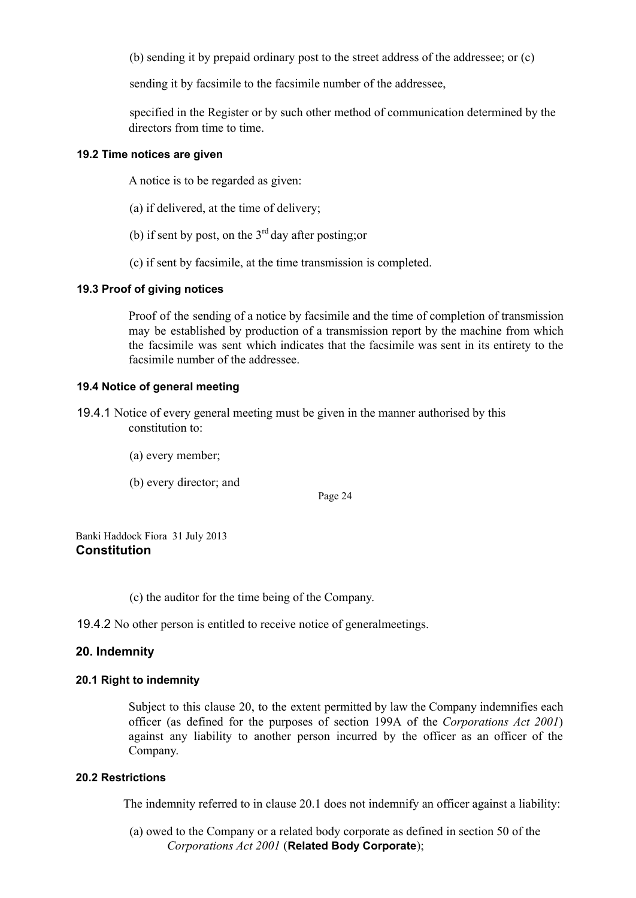(b) sending it by prepaid ordinary post to the street address of the addressee; or (c)

sending it by facsimile to the facsimile number of the addressee,

specified in the Register or by such other method of communication determined by the directors from time to time.

#### 19.2 Time notices are given

A notice is to be regarded as given:

(a) if delivered, at the time of delivery;

(b) if sent by post, on the 3rd day after posting;or

(c) if sent by facsimile, at the time transmission is completed.

#### 19.3 Proof of giving notices

Proof of the sending of a notice by facsimile and the time of completion of transmission may be established by production of a transmission report by the machine from which the facsimile was sent which indicates that the facsimile was sent in its entirety to the facsimile number of the addressee.

#### 19.4 Notice of general meeting

19.4.1 Notice of every general meeting must be given in the manner authorised by this constitution to:

(a) every member;

(b) every director; and

(c) the auditor for the time being of the Company.

19.4.2 No other person is entitled to receive notice of generalmeetings.

### 20. Indemnity

#### 20.1 Right to indemnity

Subject to this clause 20, to the extent permitted by law the Company indemnifies each officer (as defined for the purposes of section 199A of the *Corporations Act 2001*) against any liability to another person incurred by the officer as an officer of the Company.

#### 20.2 Restrictions

The indemnity referred to in clause 20.1 does not indemnify an officer against a liability:

(a) owed to the Company or a related body corporate as defined in section 50 of the *Corporations Act 2001* (**Related Body Corporate**);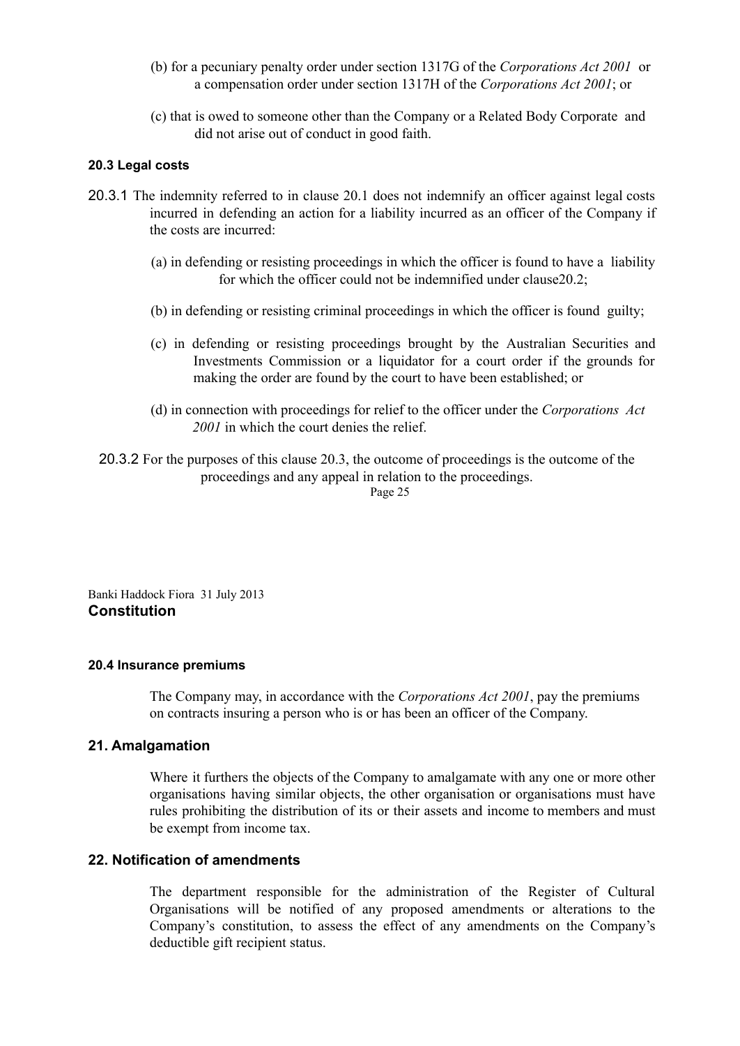(b) for a pecuniary penalty order under section 1317G of the *Corporations Act 2001* or a compensation order under section 1317H of the *Corporations Act 2001*; or

(c) that is owed to someone other than the Company or a Related Body Corporate and did not arise out of conduct in good faith.

#### 20.3 Legal costs

20.3.1 The indemnity referred to in clause 20.1 does not indemnify an officer against legal costs incurred in defending an action for a liability incurred as an officer of the Company if the costs are incurred:

(a) in defending or resisting proceedings in which the officer is found to have a liability for which the officer could not be indemnified under clause20.2;

(b) in defending or resisting criminal proceedings in which the officer is found guilty;

(c) in defending or resisting proceedings brought by the Australian Securities and Investments Commission or a liquidator for a court order if the grounds for making the order are found by the court to have been established; or

(d) in connection with proceedings for relief to the officer under the *Corporations Act 2001* in which the court denies the relief.

20.3.2 For the purposes of this clause 20.3, the outcome of proceedings is the outcome of the proceedings and any appeal in relation to the proceedings.

#### 20.4 Insurance premiums

The Company may, in accordance with the *Corporations Act 2001*, pay the premiums on contracts insuring a person who is or has been an officer of the Company.

### 21. Amalgamation

Where it furthers the objects of the Company to amalgamate with any one or more other organisations having similar objects, the other organisation or organisations must have rules prohibiting the distribution of its or their assets and income to members and must be exempt from income tax.

### 22. Notification of amendments

The department responsible for the administration of the Register of Cultural Organisations will be notified of any proposed amendments or alterations to the Company's constitution, to assess the effect of any amendments on the Company's deductible gift recipient status.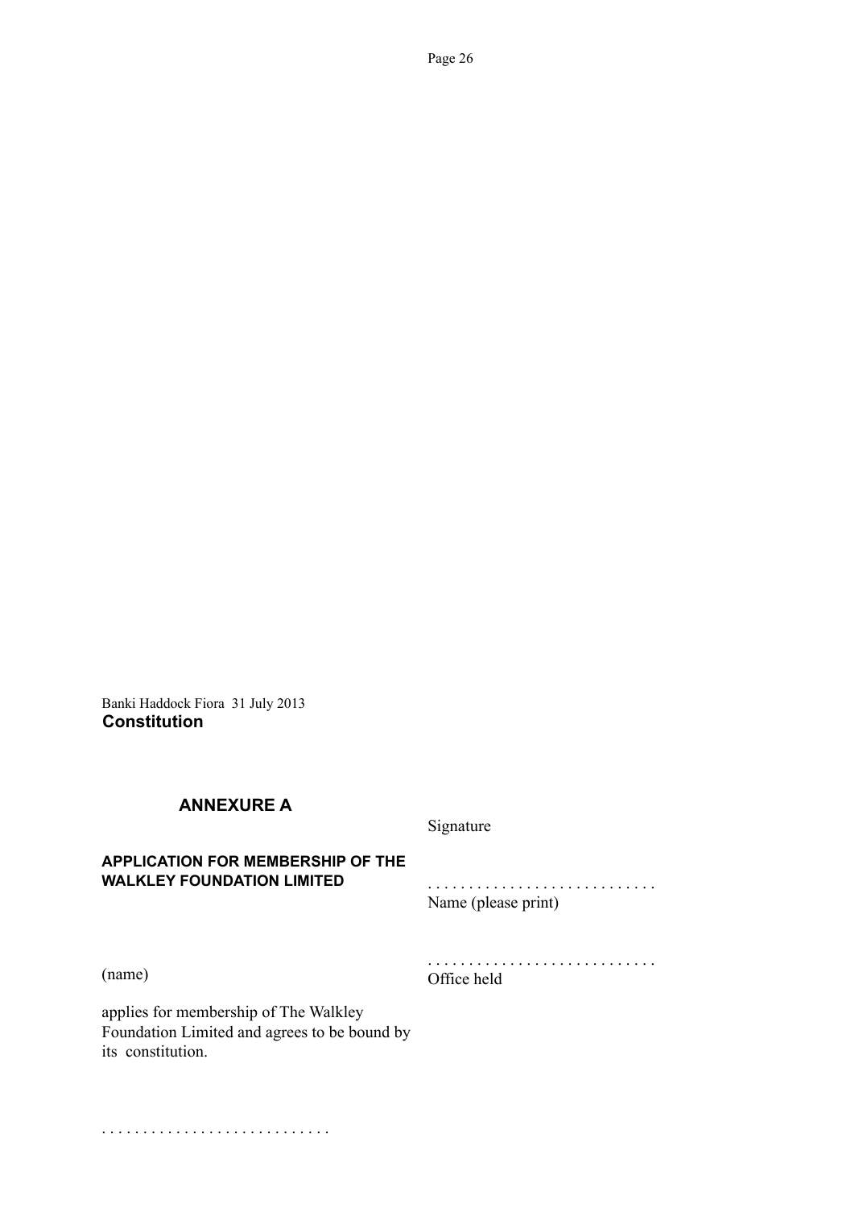Banki Haddock Fiora 31 July 2013
**Constitution**

## ANNEXURE A

**APPLICATION FOR MEMBERSHIP OF THE WALKLEY FOUNDATION LIMITED**

(name)

applies for membership of The Walkley Foundation Limited and agrees to be bound by its constitution.

. . . . . . . . . . . . . . . . . . . . . . . . . . . .

Signature

. . . . . . . . . . . . . . . . . . . . . . . . . . . .
Name (please print)

. . . . . . . . . . . . . . . . . . . . . . . . . . . .
Office held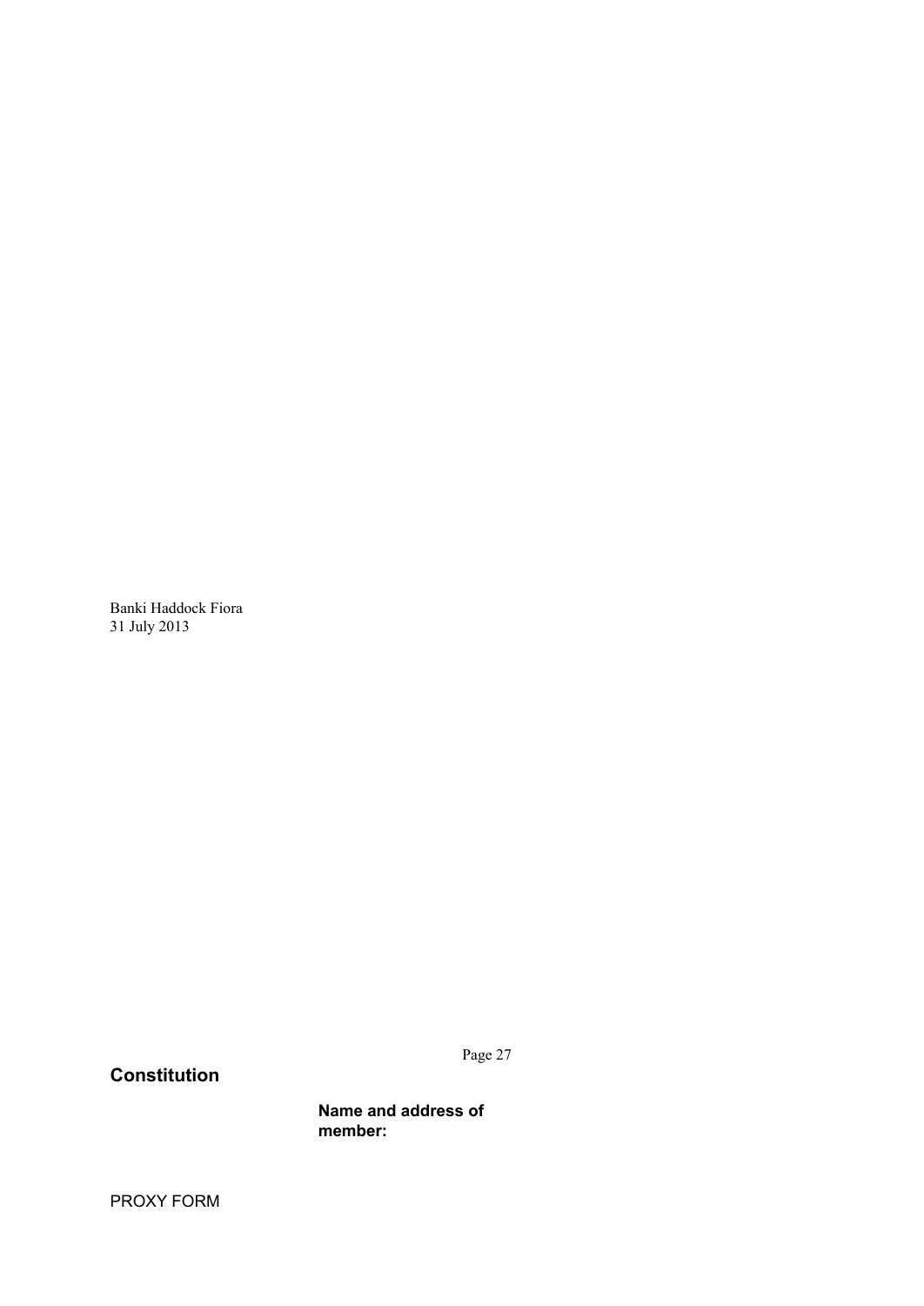Banki Haddock Fiora
31 July 2013

**Constitution**

**Name and address of member:**

PROXY FORM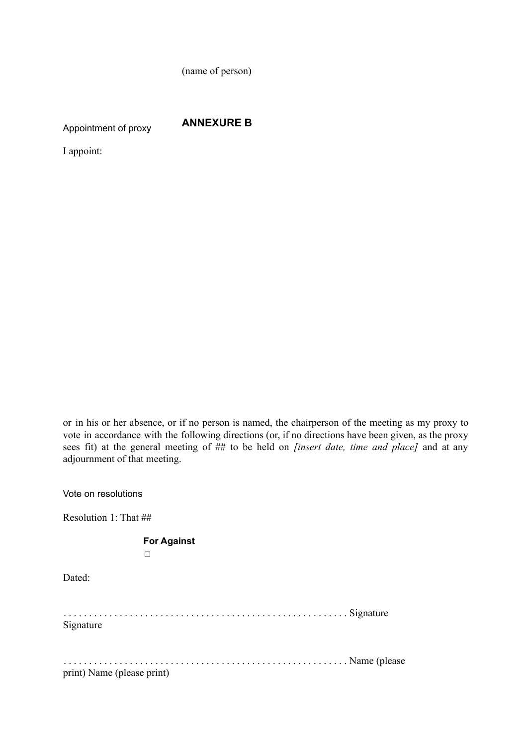(name of person)

# ANNEXURE B

Appointment of proxy

I appoint:

or in his or her absence, or if no person is named, the chairperson of the meeting as my proxy to vote in accordance with the following directions (or, if no directions have been given, as the proxy sees fit) at the general meeting of ## to be held on *[insert date, time and place]* and at any adjournment of that meeting.

Vote on resolutions

Resolution 1: That ##

**For Against**
□

Dated:

. . . . . . . . . . . . . . . . . . . . . . . . . . . . . . . . . . . . . . . . . . . . . . . . . . . . . . . Signature
Signature

. . . . . . . . . . . . . . . . . . . . . . . . . . . . . . . . . . . . . . . . . . . . . . . . . . . . . . . Name (please print) Name (please print)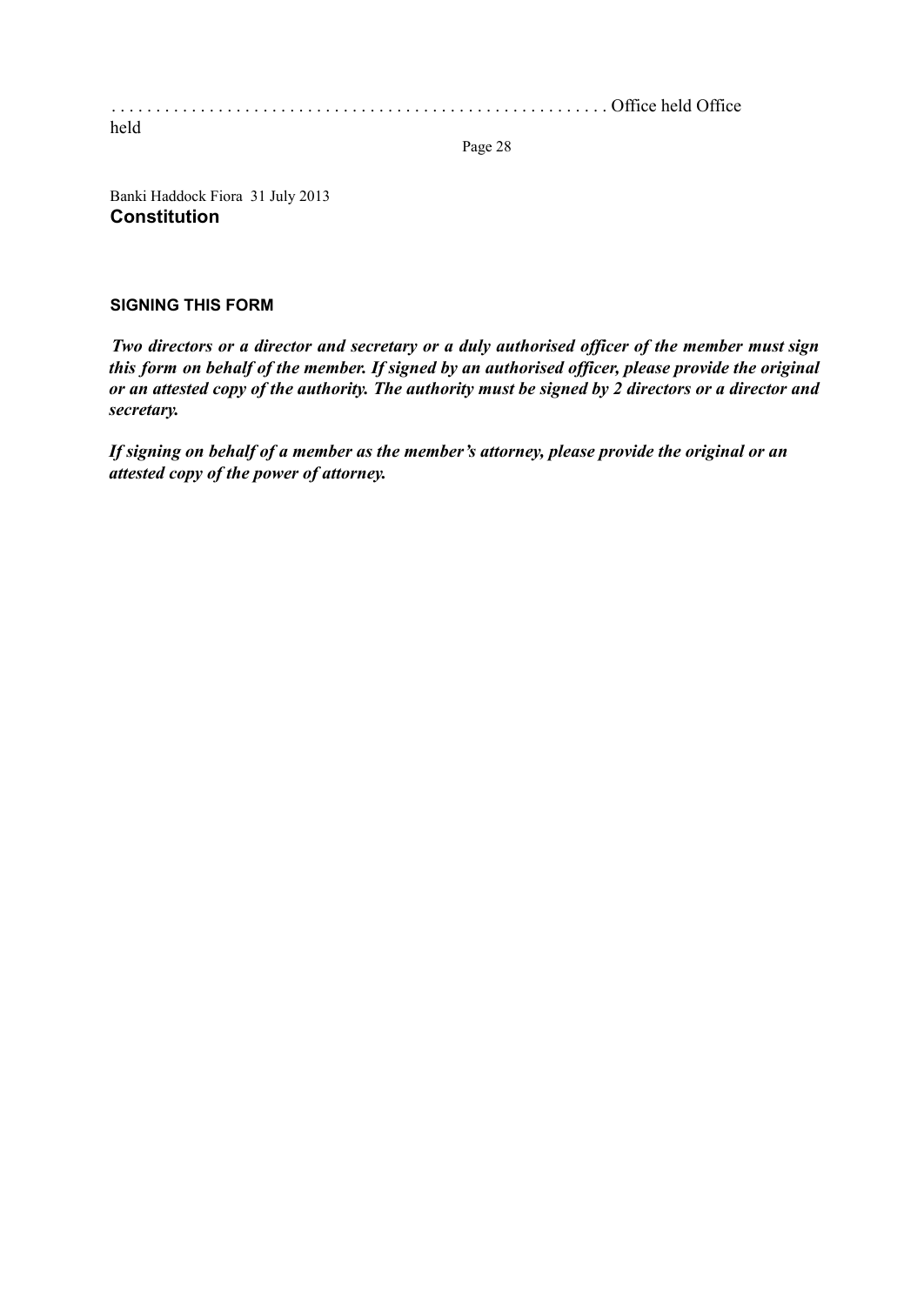. . . . . . . . . . . . . . . . . . . . . . . . . . . . . . . . . . . . . . . . . . . . . . . . . . . . . . Office held Office held

## SIGNING THIS FORM

***Two directors or a director and secretary or a duly authorised officer of the member must sign this form on behalf of the member. If signed by an authorised officer, please provide the original or an attested copy of the authority. The authority must be signed by 2 directors or a director and secretary.***

***If signing on behalf of a member as the member's attorney, please provide the original or an attested copy of the power of attorney.***